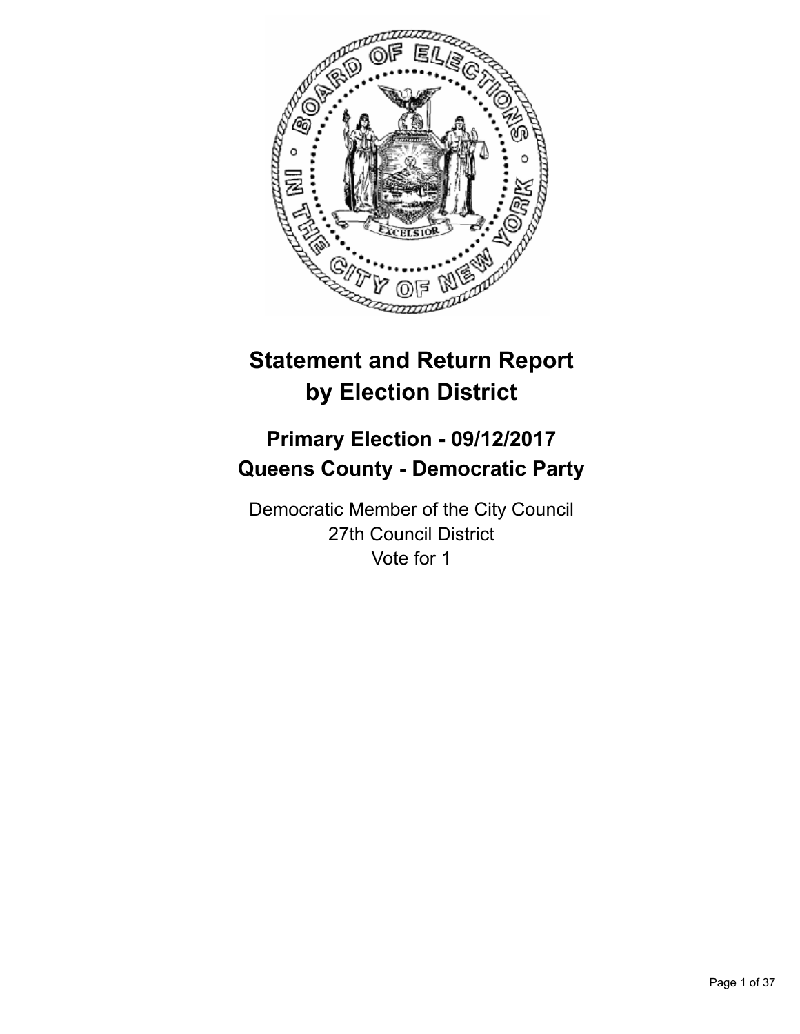# Statement and Return Report by Election District

## Primary Election - 09/12/2017
## Queens County - Democratic Party

Democratic Member of the City Council
27th Council District
Vote for 1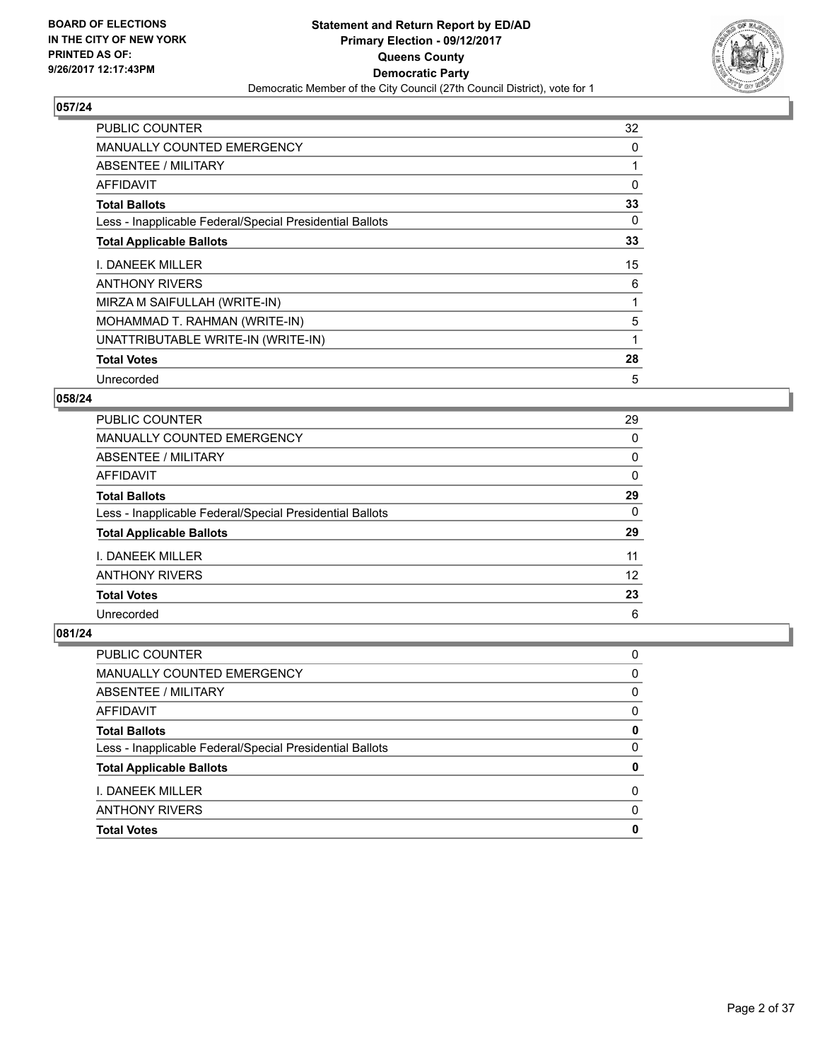**BOARD OF ELECTIONS IN THE CITY OF NEW YORK PRINTED AS OF: 9/26/2017 12:17:43PM**

**Statement and Return Report by ED/AD**
**Primary Election - 09/12/2017**
**Queens County**
**Democratic Party**
Democratic Member of the City Council (27th Council District), vote for 1

## 057/24

| | |
|---|---|
| PUBLIC COUNTER | 32 |
| MANUALLY COUNTED EMERGENCY | 0 |
| ABSENTEE / MILITARY | 1 |
| AFFIDAVIT | 0 |
| **Total Ballots** | **33** |
| Less - Inapplicable Federal/Special Presidential Ballots | 0 |
| **Total Applicable Ballots** | **33** |
| I. DANEEK MILLER | 15 |
| ANTHONY RIVERS | 6 |
| MIRZA M SAIFULLAH (WRITE-IN) | 1 |
| MOHAMMAD T. RAHMAN (WRITE-IN) | 5 |
| UNATTRIBUTABLE WRITE-IN (WRITE-IN) | 1 |
| **Total Votes** | **28** |
| Unrecorded | 5 |

## 058/24

| | |
|---|---|
| PUBLIC COUNTER | 29 |
| MANUALLY COUNTED EMERGENCY | 0 |
| ABSENTEE / MILITARY | 0 |
| AFFIDAVIT | 0 |
| **Total Ballots** | **29** |
| Less - Inapplicable Federal/Special Presidential Ballots | 0 |
| **Total Applicable Ballots** | **29** |
| I. DANEEK MILLER | 11 |
| ANTHONY RIVERS | 12 |
| **Total Votes** | **23** |
| Unrecorded | 6 |

## 081/24

| | |
|---|---|
| PUBLIC COUNTER | 0 |
| MANUALLY COUNTED EMERGENCY | 0 |
| ABSENTEE / MILITARY | 0 |
| AFFIDAVIT | 0 |
| **Total Ballots** | **0** |
| Less - Inapplicable Federal/Special Presidential Ballots | 0 |
| **Total Applicable Ballots** | **0** |
| I. DANEEK MILLER | 0 |
| ANTHONY RIVERS | 0 |
| **Total Votes** | **0** |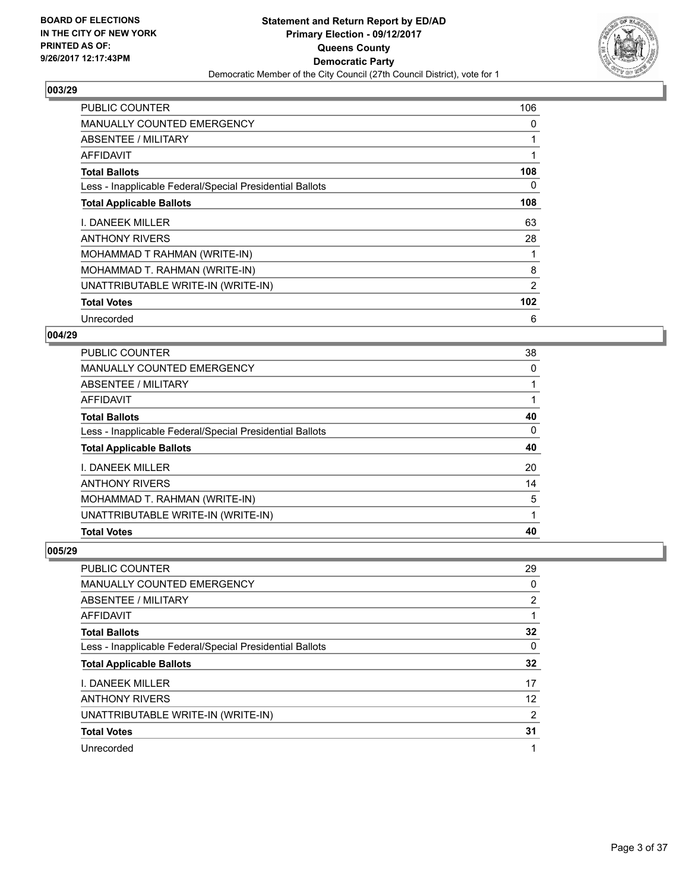**Statement and Return Report by ED/AD**
**Primary Election - 09/12/2017**
**Queens County**
**Democratic Party**
Democratic Member of the City Council (27th Council District), vote for 1

BOARD OF ELECTIONS IN THE CITY OF NEW YORK PRINTED AS OF: 9/26/2017 12:17:43PM

## 003/29

| | |
|---|---|
| PUBLIC COUNTER | 106 |
| MANUALLY COUNTED EMERGENCY | 0 |
| ABSENTEE / MILITARY | 1 |
| AFFIDAVIT | 1 |
| **Total Ballots** | **108** |
| Less - Inapplicable Federal/Special Presidential Ballots | 0 |
| **Total Applicable Ballots** | **108** |
| I. DANEEK MILLER | 63 |
| ANTHONY RIVERS | 28 |
| MOHAMMAD T RAHMAN (WRITE-IN) | 1 |
| MOHAMMAD T. RAHMAN (WRITE-IN) | 8 |
| UNATTRIBUTABLE WRITE-IN (WRITE-IN) | 2 |
| **Total Votes** | **102** |
| Unrecorded | 6 |

## 004/29

| | |
|---|---|
| PUBLIC COUNTER | 38 |
| MANUALLY COUNTED EMERGENCY | 0 |
| ABSENTEE / MILITARY | 1 |
| AFFIDAVIT | 1 |
| **Total Ballots** | **40** |
| Less - Inapplicable Federal/Special Presidential Ballots | 0 |
| **Total Applicable Ballots** | **40** |
| I. DANEEK MILLER | 20 |
| ANTHONY RIVERS | 14 |
| MOHAMMAD T. RAHMAN (WRITE-IN) | 5 |
| UNATTRIBUTABLE WRITE-IN (WRITE-IN) | 1 |
| **Total Votes** | **40** |

## 005/29

| | |
|---|---|
| PUBLIC COUNTER | 29 |
| MANUALLY COUNTED EMERGENCY | 0 |
| ABSENTEE / MILITARY | 2 |
| AFFIDAVIT | 1 |
| **Total Ballots** | **32** |
| Less - Inapplicable Federal/Special Presidential Ballots | 0 |
| **Total Applicable Ballots** | **32** |
| I. DANEEK MILLER | 17 |
| ANTHONY RIVERS | 12 |
| UNATTRIBUTABLE WRITE-IN (WRITE-IN) | 2 |
| **Total Votes** | **31** |
| Unrecorded | 1 |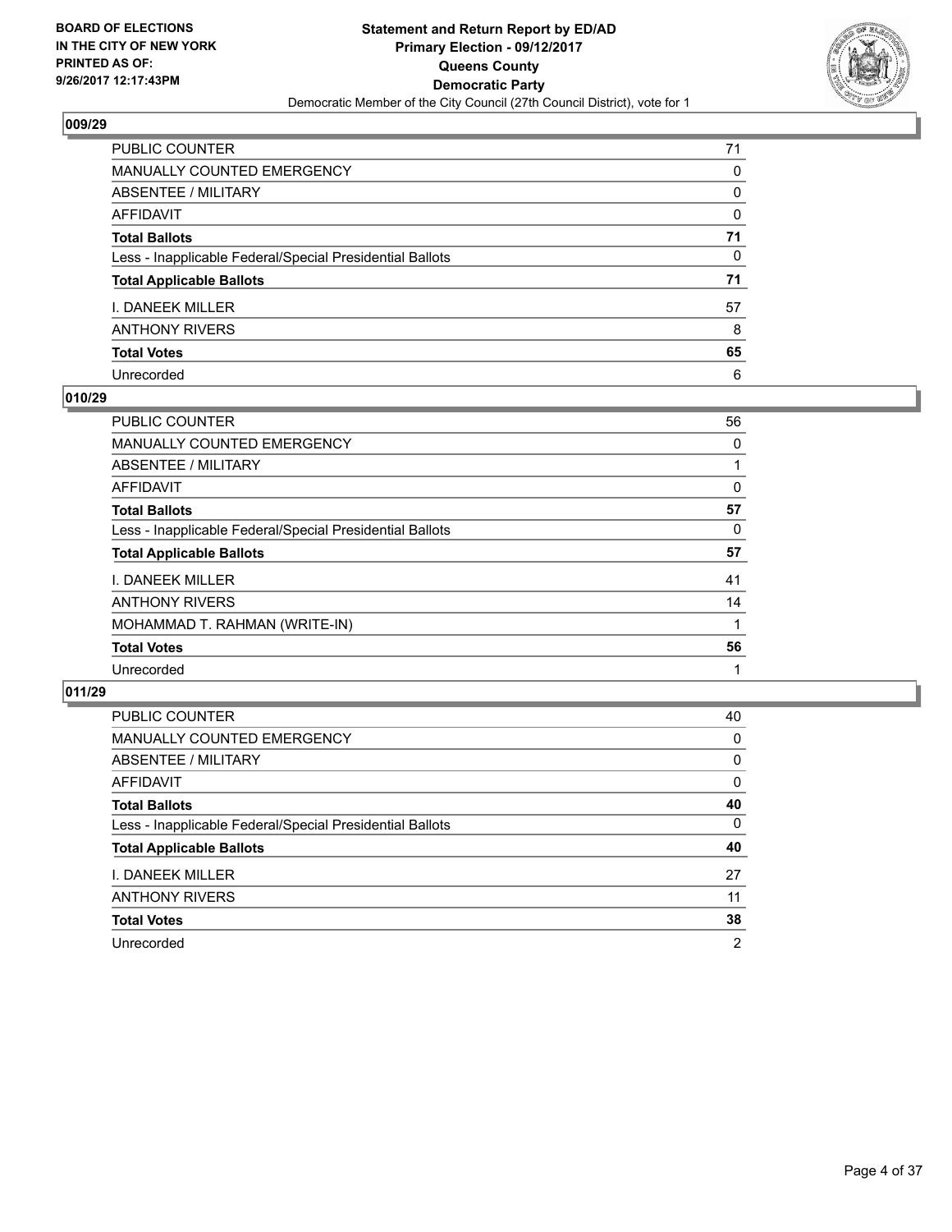**BOARD OF ELECTIONS IN THE CITY OF NEW YORK PRINTED AS OF: 9/26/2017 12:17:43PM**

**Statement and Return Report by ED/AD Primary Election - 09/12/2017 Queens County Democratic Party**

Democratic Member of the City Council (27th Council District), vote for 1

### 009/29

| | |
|---|---|
| PUBLIC COUNTER | 71 |
| MANUALLY COUNTED EMERGENCY | 0 |
| ABSENTEE / MILITARY | 0 |
| AFFIDAVIT | 0 |
| **Total Ballots** | **71** |
| Less - Inapplicable Federal/Special Presidential Ballots | 0 |
| **Total Applicable Ballots** | **71** |
| I. DANEEK MILLER | 57 |
| ANTHONY RIVERS | 8 |
| **Total Votes** | **65** |
| Unrecorded | 6 |

### 010/29

| | |
|---|---|
| PUBLIC COUNTER | 56 |
| MANUALLY COUNTED EMERGENCY | 0 |
| ABSENTEE / MILITARY | 1 |
| AFFIDAVIT | 0 |
| **Total Ballots** | **57** |
| Less - Inapplicable Federal/Special Presidential Ballots | 0 |
| **Total Applicable Ballots** | **57** |
| I. DANEEK MILLER | 41 |
| ANTHONY RIVERS | 14 |
| MOHAMMAD T. RAHMAN (WRITE-IN) | 1 |
| **Total Votes** | **56** |
| Unrecorded | 1 |

### 011/29

| | |
|---|---|
| PUBLIC COUNTER | 40 |
| MANUALLY COUNTED EMERGENCY | 0 |
| ABSENTEE / MILITARY | 0 |
| AFFIDAVIT | 0 |
| **Total Ballots** | **40** |
| Less - Inapplicable Federal/Special Presidential Ballots | 0 |
| **Total Applicable Ballots** | **40** |
| I. DANEEK MILLER | 27 |
| ANTHONY RIVERS | 11 |
| **Total Votes** | **38** |
| Unrecorded | 2 |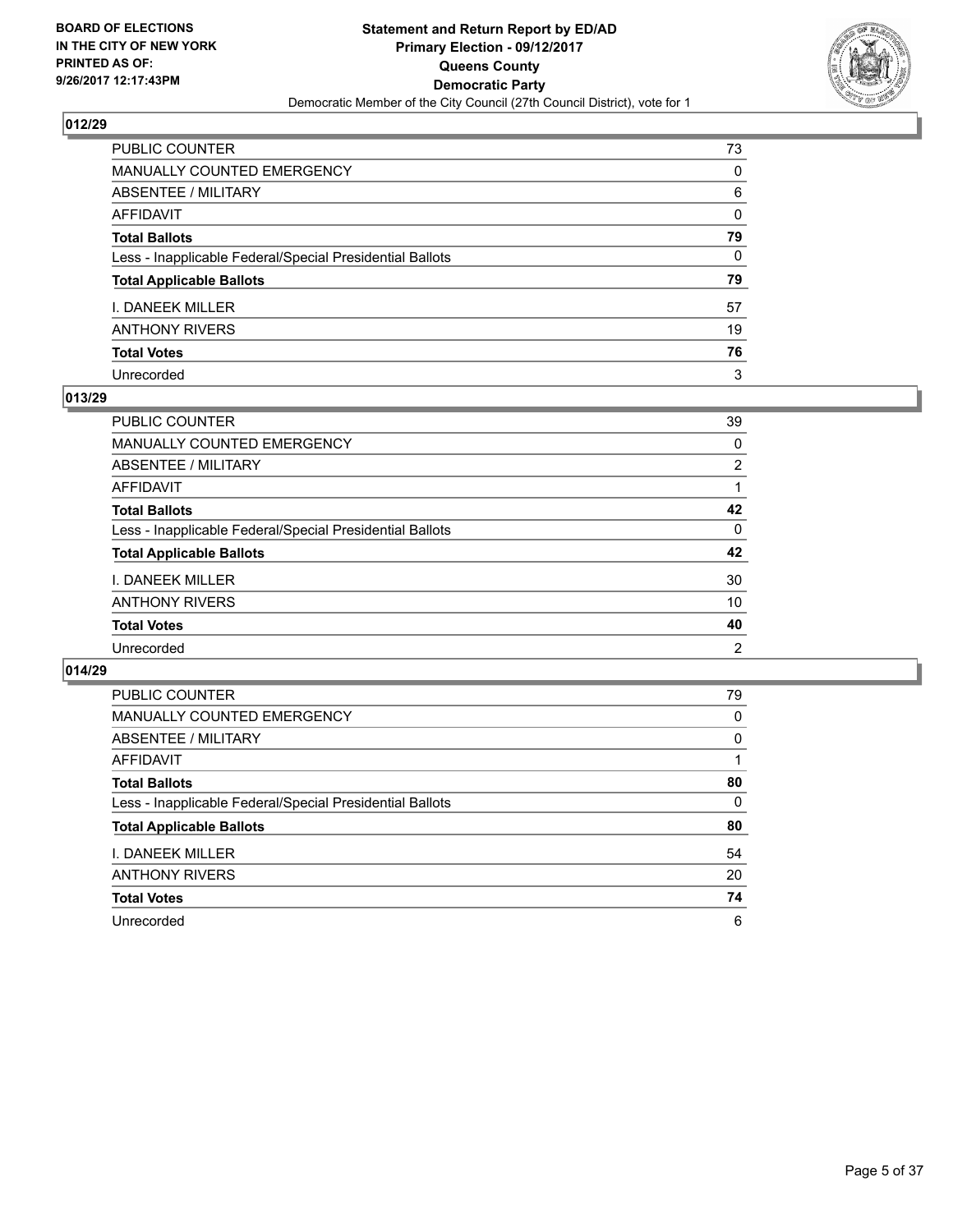**BOARD OF ELECTIONS IN THE CITY OF NEW YORK PRINTED AS OF: 9/26/2017 12:17:43PM**

**Statement and Return Report by ED/AD Primary Election - 09/12/2017 Queens County Democratic Party**

Democratic Member of the City Council (27th Council District), vote for 1

## 012/29

| | |
|---|---|
| PUBLIC COUNTER | 73 |
| MANUALLY COUNTED EMERGENCY | 0 |
| ABSENTEE / MILITARY | 6 |
| AFFIDAVIT | 0 |
| **Total Ballots** | **79** |
| Less - Inapplicable Federal/Special Presidential Ballots | 0 |
| **Total Applicable Ballots** | **79** |
| I. DANEEK MILLER | 57 |
| ANTHONY RIVERS | 19 |
| **Total Votes** | **76** |
| Unrecorded | 3 |

## 013/29

| | |
|---|---|
| PUBLIC COUNTER | 39 |
| MANUALLY COUNTED EMERGENCY | 0 |
| ABSENTEE / MILITARY | 2 |
| AFFIDAVIT | 1 |
| **Total Ballots** | **42** |
| Less - Inapplicable Federal/Special Presidential Ballots | 0 |
| **Total Applicable Ballots** | **42** |
| I. DANEEK MILLER | 30 |
| ANTHONY RIVERS | 10 |
| **Total Votes** | **40** |
| Unrecorded | 2 |

## 014/29

| | |
|---|---|
| PUBLIC COUNTER | 79 |
| MANUALLY COUNTED EMERGENCY | 0 |
| ABSENTEE / MILITARY | 0 |
| AFFIDAVIT | 1 |
| **Total Ballots** | **80** |
| Less - Inapplicable Federal/Special Presidential Ballots | 0 |
| **Total Applicable Ballots** | **80** |
| I. DANEEK MILLER | 54 |
| ANTHONY RIVERS | 20 |
| **Total Votes** | **74** |
| Unrecorded | 6 |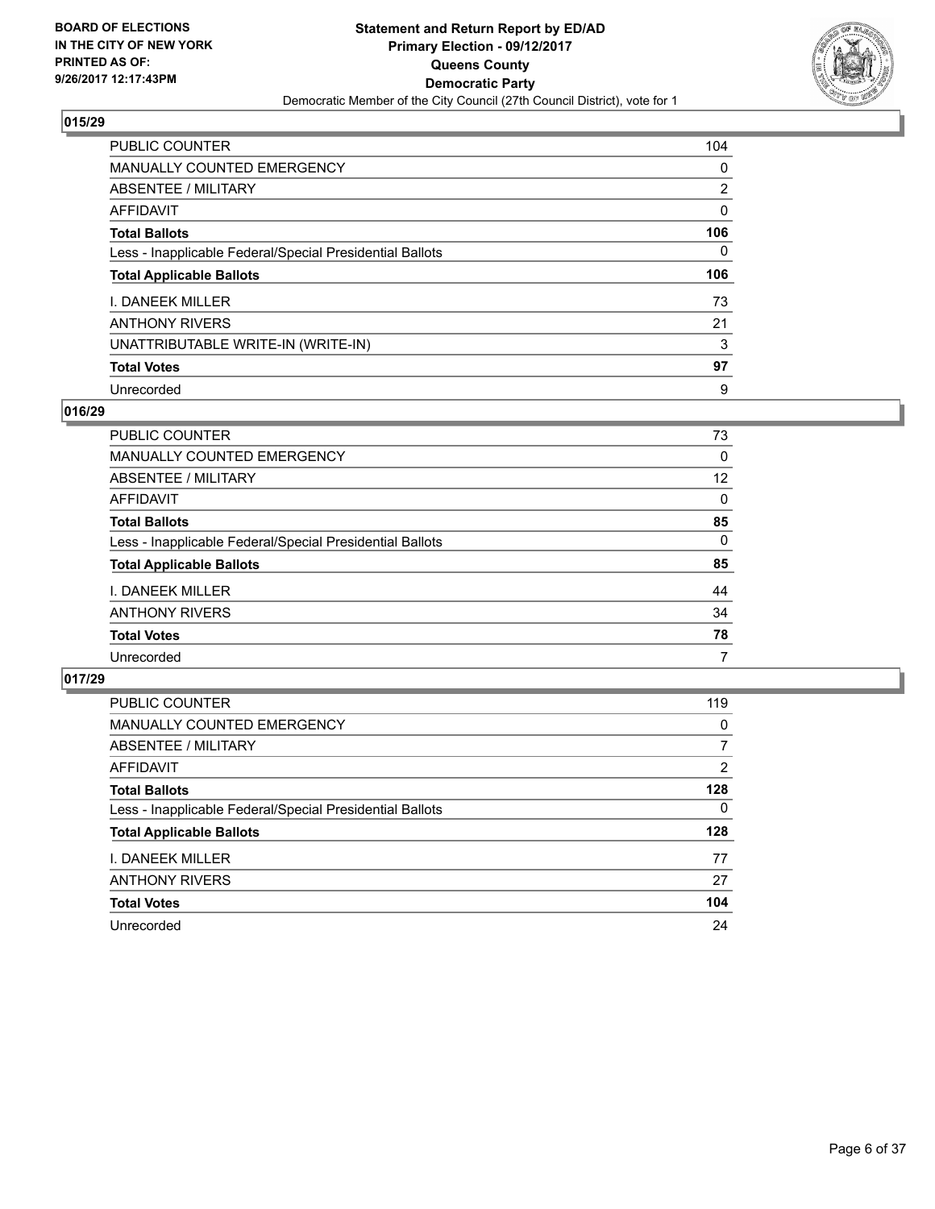## 015/29

| | |
|---|---|
| PUBLIC COUNTER | 104 |
| MANUALLY COUNTED EMERGENCY | 0 |
| ABSENTEE / MILITARY | 2 |
| AFFIDAVIT | 0 |
| **Total Ballots** | **106** |
| Less - Inapplicable Federal/Special Presidential Ballots | 0 |
| **Total Applicable Ballots** | **106** |
| I. DANEEK MILLER | 73 |
| ANTHONY RIVERS | 21 |
| UNATTRIBUTABLE WRITE-IN (WRITE-IN) | 3 |
| **Total Votes** | **97** |
| Unrecorded | 9 |

## 016/29

| | |
|---|---|
| PUBLIC COUNTER | 73 |
| MANUALLY COUNTED EMERGENCY | 0 |
| ABSENTEE / MILITARY | 12 |
| AFFIDAVIT | 0 |
| **Total Ballots** | **85** |
| Less - Inapplicable Federal/Special Presidential Ballots | 0 |
| **Total Applicable Ballots** | **85** |
| I. DANEEK MILLER | 44 |
| ANTHONY RIVERS | 34 |
| **Total Votes** | **78** |
| Unrecorded | 7 |

## 017/29

| | |
|---|---|
| PUBLIC COUNTER | 119 |
| MANUALLY COUNTED EMERGENCY | 0 |
| ABSENTEE / MILITARY | 7 |
| AFFIDAVIT | 2 |
| **Total Ballots** | **128** |
| Less - Inapplicable Federal/Special Presidential Ballots | 0 |
| **Total Applicable Ballots** | **128** |
| I. DANEEK MILLER | 77 |
| ANTHONY RIVERS | 27 |
| **Total Votes** | **104** |
| Unrecorded | 24 |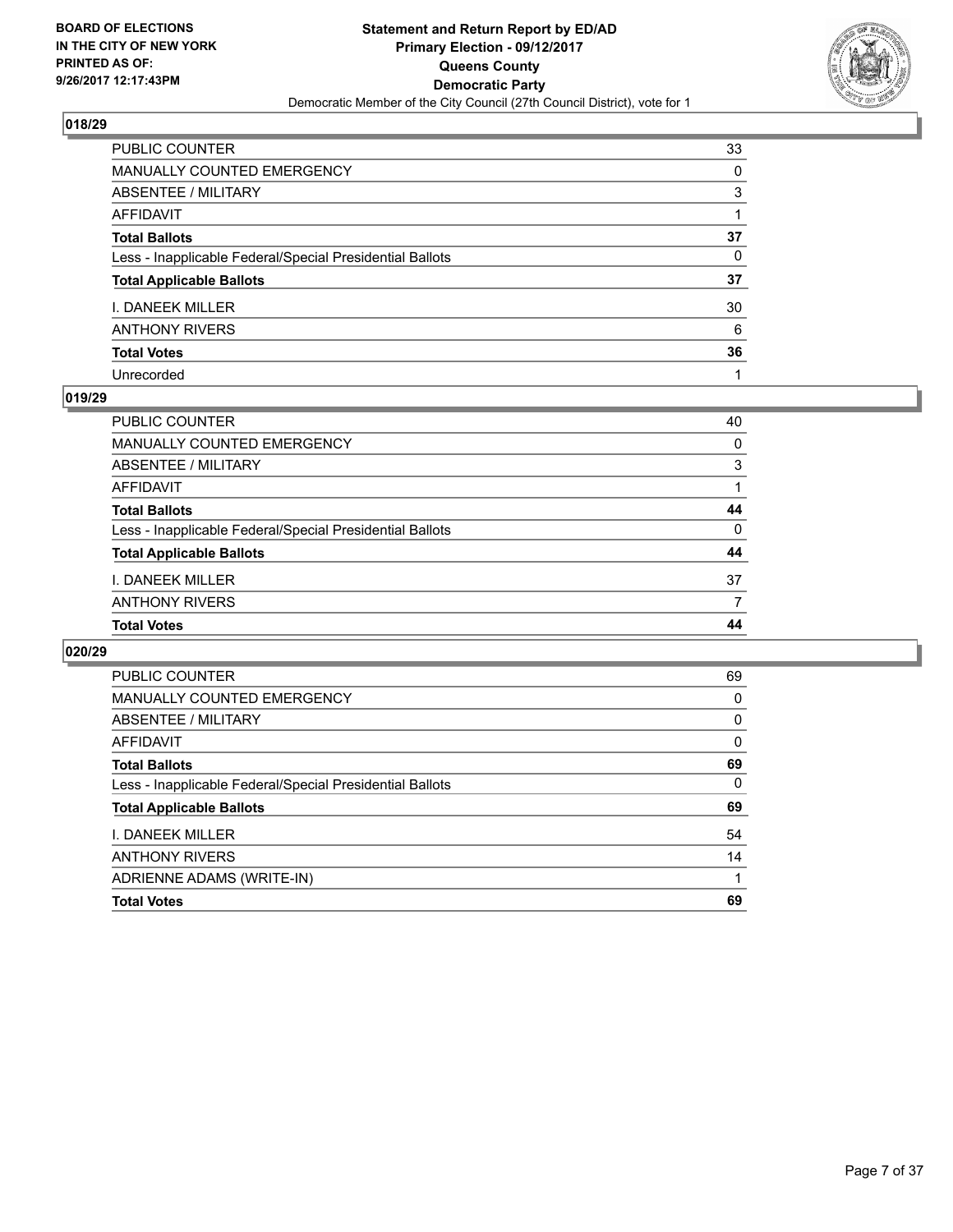BOARD OF ELECTIONS
IN THE CITY OF NEW YORK
PRINTED AS OF:
9/26/2017 12:17:43PM

# Statement and Return Report by ED/AD
## Primary Election - 09/12/2017
## Queens County
## Democratic Party
### Democratic Member of the City Council (27th Council District), vote for 1

**018/29**

| | |
|---|---|
| PUBLIC COUNTER | 33 |
| MANUALLY COUNTED EMERGENCY | 0 |
| ABSENTEE / MILITARY | 3 |
| AFFIDAVIT | 1 |
| **Total Ballots** | **37** |
| Less - Inapplicable Federal/Special Presidential Ballots | 0 |
| **Total Applicable Ballots** | **37** |
| I. DANEEK MILLER | 30 |
| ANTHONY RIVERS | 6 |
| **Total Votes** | **36** |
| Unrecorded | 1 |

**019/29**

| | |
|---|---|
| PUBLIC COUNTER | 40 |
| MANUALLY COUNTED EMERGENCY | 0 |
| ABSENTEE / MILITARY | 3 |
| AFFIDAVIT | 1 |
| **Total Ballots** | **44** |
| Less - Inapplicable Federal/Special Presidential Ballots | 0 |
| **Total Applicable Ballots** | **44** |
| I. DANEEK MILLER | 37 |
| ANTHONY RIVERS | 7 |
| **Total Votes** | **44** |

**020/29**

| | |
|---|---|
| PUBLIC COUNTER | 69 |
| MANUALLY COUNTED EMERGENCY | 0 |
| ABSENTEE / MILITARY | 0 |
| AFFIDAVIT | 0 |
| **Total Ballots** | **69** |
| Less - Inapplicable Federal/Special Presidential Ballots | 0 |
| **Total Applicable Ballots** | **69** |
| I. DANEEK MILLER | 54 |
| ANTHONY RIVERS | 14 |
| ADRIENNE ADAMS (WRITE-IN) | 1 |
| **Total Votes** | **69** |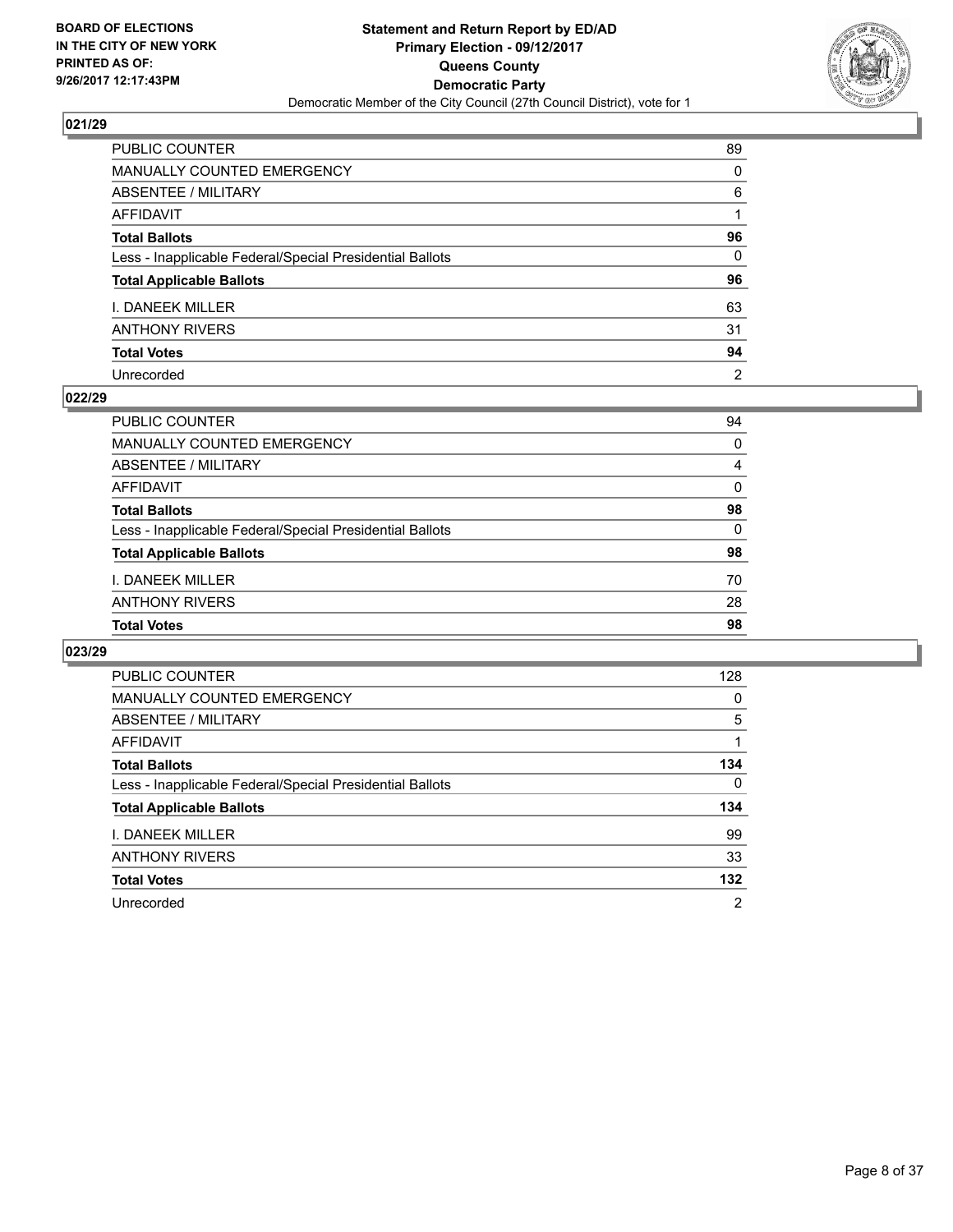**BOARD OF ELECTIONS IN THE CITY OF NEW YORK PRINTED AS OF: 9/26/2017 12:17:43PM**

**Statement and Return Report by ED/AD**
**Primary Election - 09/12/2017**
**Queens County**
**Democratic Party**
Democratic Member of the City Council (27th Council District), vote for 1

## 021/29

| | |
|---|---|
| PUBLIC COUNTER | 89 |
| MANUALLY COUNTED EMERGENCY | 0 |
| ABSENTEE / MILITARY | 6 |
| AFFIDAVIT | 1 |
| **Total Ballots** | **96** |
| Less - Inapplicable Federal/Special Presidential Ballots | 0 |
| **Total Applicable Ballots** | **96** |
| I. DANEEK MILLER | 63 |
| ANTHONY RIVERS | 31 |
| **Total Votes** | **94** |
| Unrecorded | 2 |

## 022/29

| | |
|---|---|
| PUBLIC COUNTER | 94 |
| MANUALLY COUNTED EMERGENCY | 0 |
| ABSENTEE / MILITARY | 4 |
| AFFIDAVIT | 0 |
| **Total Ballots** | **98** |
| Less - Inapplicable Federal/Special Presidential Ballots | 0 |
| **Total Applicable Ballots** | **98** |
| I. DANEEK MILLER | 70 |
| ANTHONY RIVERS | 28 |
| **Total Votes** | **98** |

## 023/29

| | |
|---|---|
| PUBLIC COUNTER | 128 |
| MANUALLY COUNTED EMERGENCY | 0 |
| ABSENTEE / MILITARY | 5 |
| AFFIDAVIT | 1 |
| **Total Ballots** | **134** |
| Less - Inapplicable Federal/Special Presidential Ballots | 0 |
| **Total Applicable Ballots** | **134** |
| I. DANEEK MILLER | 99 |
| ANTHONY RIVERS | 33 |
| **Total Votes** | **132** |
| Unrecorded | 2 |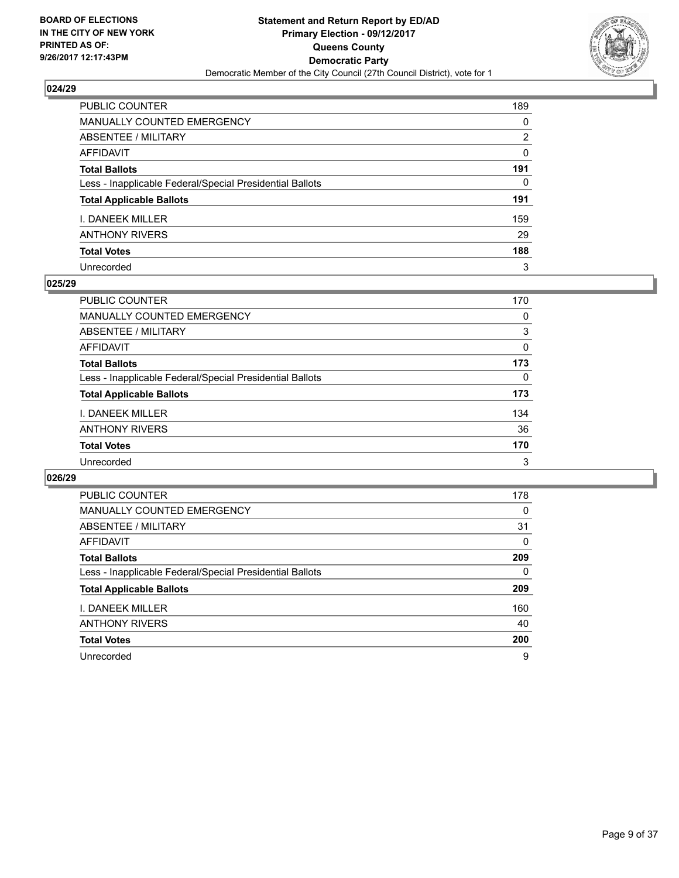BOARD OF ELECTIONS
IN THE CITY OF NEW YORK
PRINTED AS OF:
9/26/2017 12:17:43PM

**Statement and Return Report by ED/AD**
**Primary Election - 09/12/2017**
**Queens County**
**Democratic Party**
Democratic Member of the City Council (27th Council District), vote for 1

### 024/29

| | |
|---|---|
| PUBLIC COUNTER | 189 |
| MANUALLY COUNTED EMERGENCY | 0 |
| ABSENTEE / MILITARY | 2 |
| AFFIDAVIT | 0 |
| **Total Ballots** | **191** |
| Less - Inapplicable Federal/Special Presidential Ballots | 0 |
| **Total Applicable Ballots** | **191** |
| I. DANEEK MILLER | 159 |
| ANTHONY RIVERS | 29 |
| **Total Votes** | **188** |
| Unrecorded | 3 |

### 025/29

| | |
|---|---|
| PUBLIC COUNTER | 170 |
| MANUALLY COUNTED EMERGENCY | 0 |
| ABSENTEE / MILITARY | 3 |
| AFFIDAVIT | 0 |
| **Total Ballots** | **173** |
| Less - Inapplicable Federal/Special Presidential Ballots | 0 |
| **Total Applicable Ballots** | **173** |
| I. DANEEK MILLER | 134 |
| ANTHONY RIVERS | 36 |
| **Total Votes** | **170** |
| Unrecorded | 3 |

### 026/29

| | |
|---|---|
| PUBLIC COUNTER | 178 |
| MANUALLY COUNTED EMERGENCY | 0 |
| ABSENTEE / MILITARY | 31 |
| AFFIDAVIT | 0 |
| **Total Ballots** | **209** |
| Less - Inapplicable Federal/Special Presidential Ballots | 0 |
| **Total Applicable Ballots** | **209** |
| I. DANEEK MILLER | 160 |
| ANTHONY RIVERS | 40 |
| **Total Votes** | **200** |
| Unrecorded | 9 |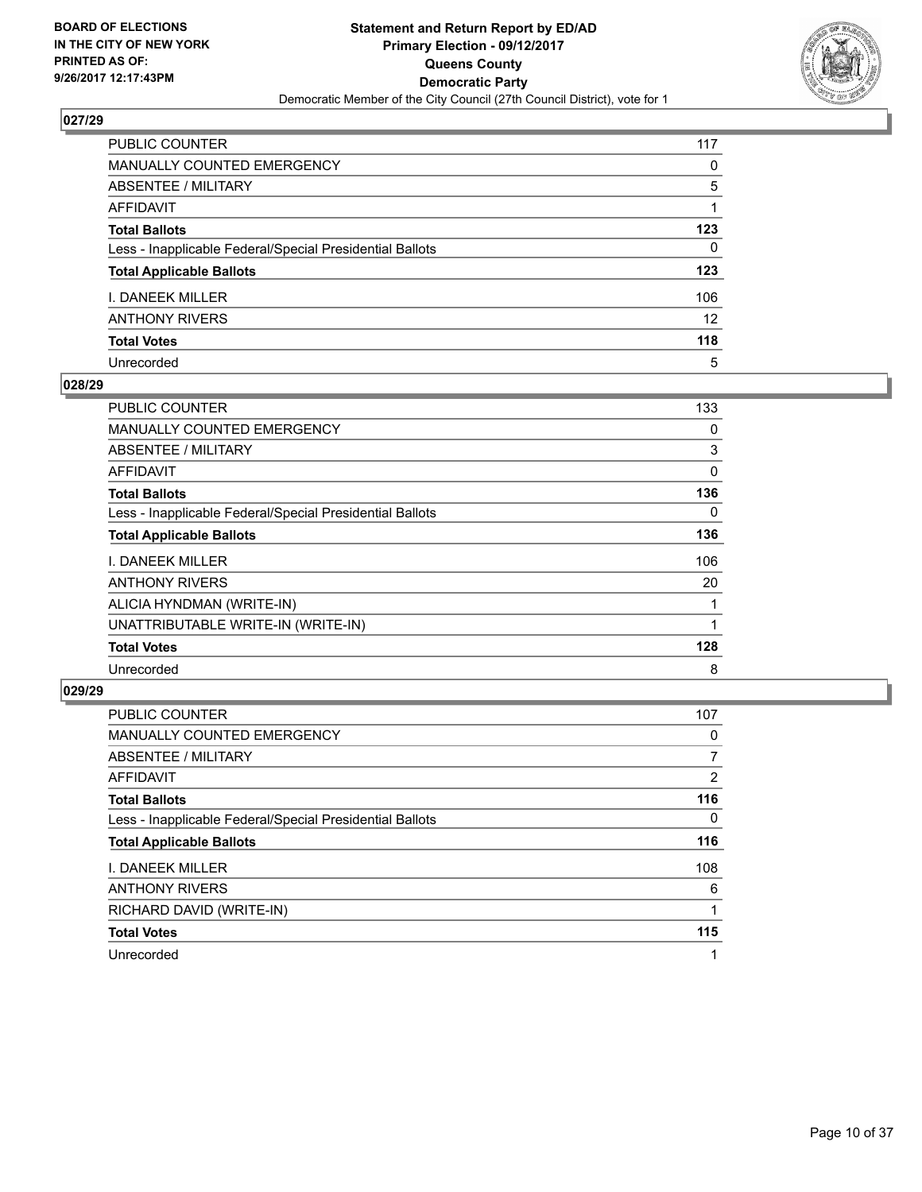**BOARD OF ELECTIONS IN THE CITY OF NEW YORK PRINTED AS OF: 9/26/2017 12:17:43PM**

**Statement and Return Report by ED/AD Primary Election - 09/12/2017 Queens County Democratic Party**

Democratic Member of the City Council (27th Council District), vote for 1

## 027/29

| | |
|---|---|
| PUBLIC COUNTER | 117 |
| MANUALLY COUNTED EMERGENCY | 0 |
| ABSENTEE / MILITARY | 5 |
| AFFIDAVIT | 1 |
| **Total Ballots** | **123** |
| Less - Inapplicable Federal/Special Presidential Ballots | 0 |
| **Total Applicable Ballots** | **123** |
| I. DANEEK MILLER | 106 |
| ANTHONY RIVERS | 12 |
| **Total Votes** | **118** |
| Unrecorded | 5 |

## 028/29

| | |
|---|---|
| PUBLIC COUNTER | 133 |
| MANUALLY COUNTED EMERGENCY | 0 |
| ABSENTEE / MILITARY | 3 |
| AFFIDAVIT | 0 |
| **Total Ballots** | **136** |
| Less - Inapplicable Federal/Special Presidential Ballots | 0 |
| **Total Applicable Ballots** | **136** |
| I. DANEEK MILLER | 106 |
| ANTHONY RIVERS | 20 |
| ALICIA HYNDMAN (WRITE-IN) | 1 |
| UNATTRIBUTABLE WRITE-IN (WRITE-IN) | 1 |
| **Total Votes** | **128** |
| Unrecorded | 8 |

## 029/29

| | |
|---|---|
| PUBLIC COUNTER | 107 |
| MANUALLY COUNTED EMERGENCY | 0 |
| ABSENTEE / MILITARY | 7 |
| AFFIDAVIT | 2 |
| **Total Ballots** | **116** |
| Less - Inapplicable Federal/Special Presidential Ballots | 0 |
| **Total Applicable Ballots** | **116** |
| I. DANEEK MILLER | 108 |
| ANTHONY RIVERS | 6 |
| RICHARD DAVID (WRITE-IN) | 1 |
| **Total Votes** | **115** |
| Unrecorded | 1 |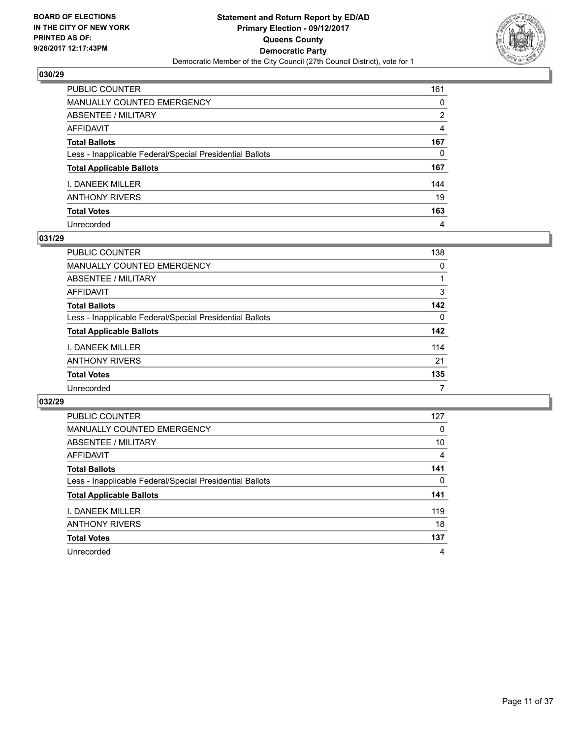**BOARD OF ELECTIONS IN THE CITY OF NEW YORK PRINTED AS OF: 9/26/2017 12:17:43PM**

**Statement and Return Report by ED/AD Primary Election - 09/12/2017 Queens County Democratic Party**

Democratic Member of the City Council (27th Council District), vote for 1

## 030/29

| | |
|---|---|
| PUBLIC COUNTER | 161 |
| MANUALLY COUNTED EMERGENCY | 0 |
| ABSENTEE / MILITARY | 2 |
| AFFIDAVIT | 4 |
| **Total Ballots** | **167** |
| Less - Inapplicable Federal/Special Presidential Ballots | 0 |
| **Total Applicable Ballots** | **167** |
| I. DANEEK MILLER | 144 |
| ANTHONY RIVERS | 19 |
| **Total Votes** | **163** |
| Unrecorded | 4 |

## 031/29

| | |
|---|---|
| PUBLIC COUNTER | 138 |
| MANUALLY COUNTED EMERGENCY | 0 |
| ABSENTEE / MILITARY | 1 |
| AFFIDAVIT | 3 |
| **Total Ballots** | **142** |
| Less - Inapplicable Federal/Special Presidential Ballots | 0 |
| **Total Applicable Ballots** | **142** |
| I. DANEEK MILLER | 114 |
| ANTHONY RIVERS | 21 |
| **Total Votes** | **135** |
| Unrecorded | 7 |

## 032/29

| | |
|---|---|
| PUBLIC COUNTER | 127 |
| MANUALLY COUNTED EMERGENCY | 0 |
| ABSENTEE / MILITARY | 10 |
| AFFIDAVIT | 4 |
| **Total Ballots** | **141** |
| Less - Inapplicable Federal/Special Presidential Ballots | 0 |
| **Total Applicable Ballots** | **141** |
| I. DANEEK MILLER | 119 |
| ANTHONY RIVERS | 18 |
| **Total Votes** | **137** |
| Unrecorded | 4 |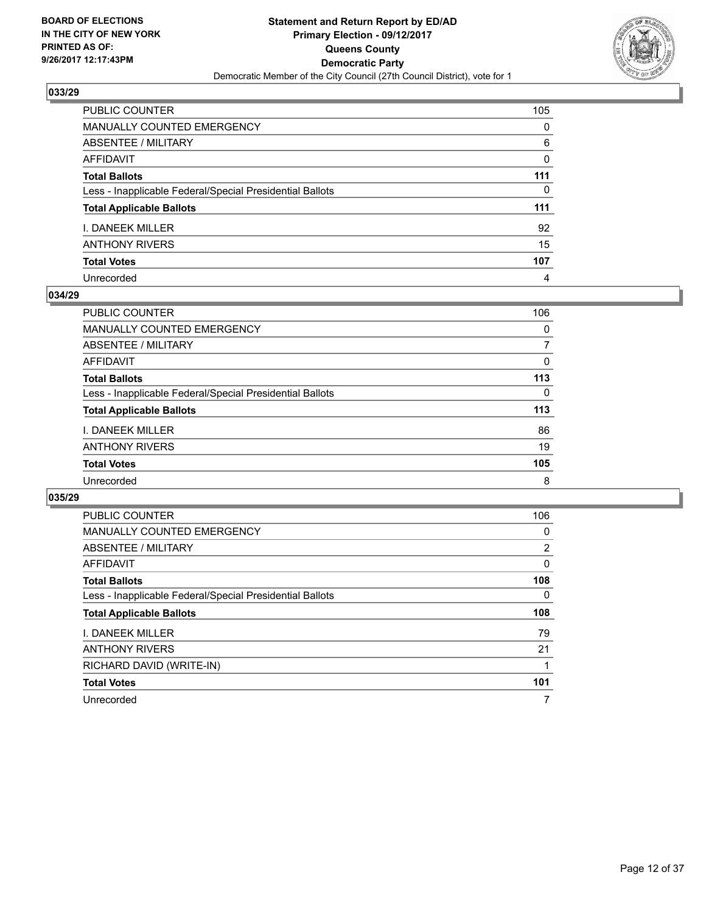BOARD OF ELECTIONS
IN THE CITY OF NEW YORK
PRINTED AS OF:
9/26/2017 12:17:43PM

**Statement and Return Report by ED/AD**
**Primary Election - 09/12/2017**
**Queens County**
**Democratic Party**
Democratic Member of the City Council (27th Council District), vote for 1

### 033/29

| | |
|---|---|
| PUBLIC COUNTER | 105 |
| MANUALLY COUNTED EMERGENCY | 0 |
| ABSENTEE / MILITARY | 6 |
| AFFIDAVIT | 0 |
| **Total Ballots** | **111** |
| Less - Inapplicable Federal/Special Presidential Ballots | 0 |
| **Total Applicable Ballots** | **111** |
| I. DANEEK MILLER | 92 |
| ANTHONY RIVERS | 15 |
| **Total Votes** | **107** |
| Unrecorded | 4 |

### 034/29

| | |
|---|---|
| PUBLIC COUNTER | 106 |
| MANUALLY COUNTED EMERGENCY | 0 |
| ABSENTEE / MILITARY | 7 |
| AFFIDAVIT | 0 |
| **Total Ballots** | **113** |
| Less - Inapplicable Federal/Special Presidential Ballots | 0 |
| **Total Applicable Ballots** | **113** |
| I. DANEEK MILLER | 86 |
| ANTHONY RIVERS | 19 |
| **Total Votes** | **105** |
| Unrecorded | 8 |

### 035/29

| | |
|---|---|
| PUBLIC COUNTER | 106 |
| MANUALLY COUNTED EMERGENCY | 0 |
| ABSENTEE / MILITARY | 2 |
| AFFIDAVIT | 0 |
| **Total Ballots** | **108** |
| Less - Inapplicable Federal/Special Presidential Ballots | 0 |
| **Total Applicable Ballots** | **108** |
| I. DANEEK MILLER | 79 |
| ANTHONY RIVERS | 21 |
| RICHARD DAVID (WRITE-IN) | 1 |
| **Total Votes** | **101** |
| Unrecorded | 7 |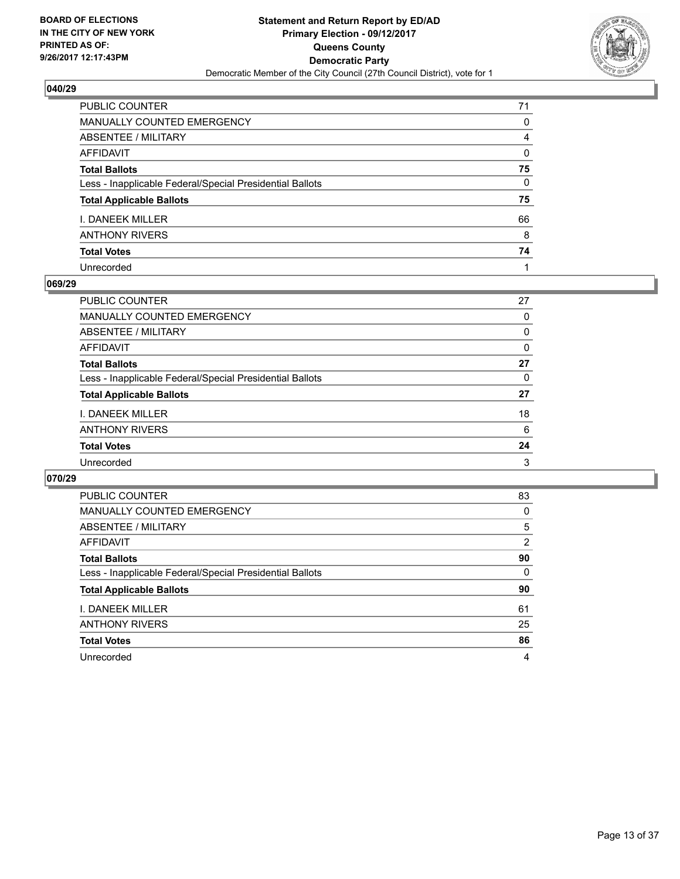## 040/29

| | |
|---|---|
| PUBLIC COUNTER | 71 |
| MANUALLY COUNTED EMERGENCY | 0 |
| ABSENTEE / MILITARY | 4 |
| AFFIDAVIT | 0 |
| **Total Ballots** | **75** |
| Less - Inapplicable Federal/Special Presidential Ballots | 0 |
| **Total Applicable Ballots** | **75** |
| I. DANEEK MILLER | 66 |
| ANTHONY RIVERS | 8 |
| **Total Votes** | **74** |
| Unrecorded | 1 |

## 069/29

| | |
|---|---|
| PUBLIC COUNTER | 27 |
| MANUALLY COUNTED EMERGENCY | 0 |
| ABSENTEE / MILITARY | 0 |
| AFFIDAVIT | 0 |
| **Total Ballots** | **27** |
| Less - Inapplicable Federal/Special Presidential Ballots | 0 |
| **Total Applicable Ballots** | **27** |
| I. DANEEK MILLER | 18 |
| ANTHONY RIVERS | 6 |
| **Total Votes** | **24** |
| Unrecorded | 3 |

## 070/29

| | |
|---|---|
| PUBLIC COUNTER | 83 |
| MANUALLY COUNTED EMERGENCY | 0 |
| ABSENTEE / MILITARY | 5 |
| AFFIDAVIT | 2 |
| **Total Ballots** | **90** |
| Less - Inapplicable Federal/Special Presidential Ballots | 0 |
| **Total Applicable Ballots** | **90** |
| I. DANEEK MILLER | 61 |
| ANTHONY RIVERS | 25 |
| **Total Votes** | **86** |
| Unrecorded | 4 |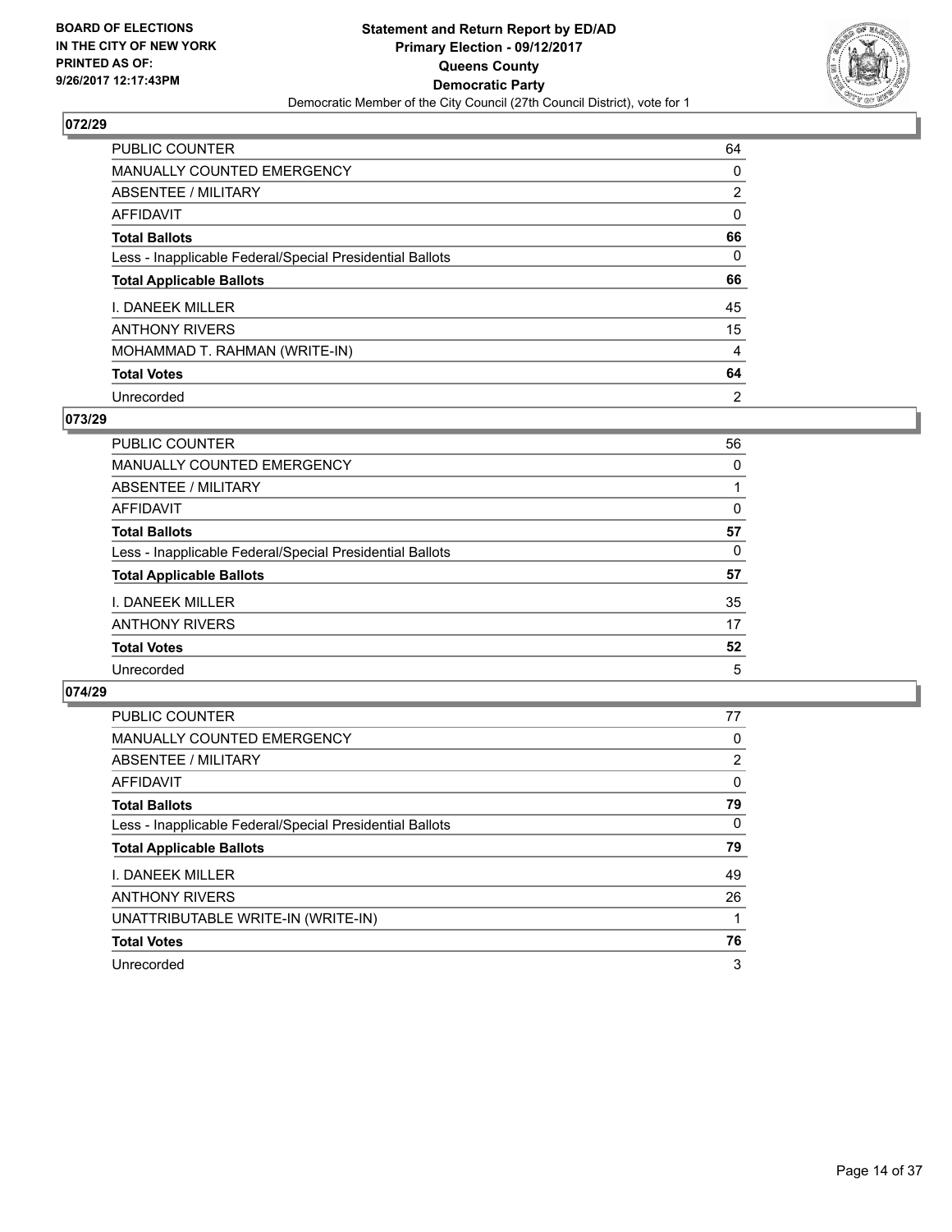BOARD OF ELECTIONS
IN THE CITY OF NEW YORK
PRINTED AS OF:
9/26/2017 12:17:43PM

**Statement and Return Report by ED/AD**
**Primary Election - 09/12/2017**
**Queens County**
**Democratic Party**
Democratic Member of the City Council (27th Council District), vote for 1

### 072/29

| | |
|---|---|
| PUBLIC COUNTER | 64 |
| MANUALLY COUNTED EMERGENCY | 0 |
| ABSENTEE / MILITARY | 2 |
| AFFIDAVIT | 0 |
| **Total Ballots** | **66** |
| Less - Inapplicable Federal/Special Presidential Ballots | 0 |
| **Total Applicable Ballots** | **66** |
| I. DANEEK MILLER | 45 |
| ANTHONY RIVERS | 15 |
| MOHAMMAD T. RAHMAN (WRITE-IN) | 4 |
| **Total Votes** | **64** |
| Unrecorded | 2 |

### 073/29

| | |
|---|---|
| PUBLIC COUNTER | 56 |
| MANUALLY COUNTED EMERGENCY | 0 |
| ABSENTEE / MILITARY | 1 |
| AFFIDAVIT | 0 |
| **Total Ballots** | **57** |
| Less - Inapplicable Federal/Special Presidential Ballots | 0 |
| **Total Applicable Ballots** | **57** |
| I. DANEEK MILLER | 35 |
| ANTHONY RIVERS | 17 |
| **Total Votes** | **52** |
| Unrecorded | 5 |

### 074/29

| | |
|---|---|
| PUBLIC COUNTER | 77 |
| MANUALLY COUNTED EMERGENCY | 0 |
| ABSENTEE / MILITARY | 2 |
| AFFIDAVIT | 0 |
| **Total Ballots** | **79** |
| Less - Inapplicable Federal/Special Presidential Ballots | 0 |
| **Total Applicable Ballots** | **79** |
| I. DANEEK MILLER | 49 |
| ANTHONY RIVERS | 26 |
| UNATTRIBUTABLE WRITE-IN (WRITE-IN) | 1 |
| **Total Votes** | **76** |
| Unrecorded | 3 |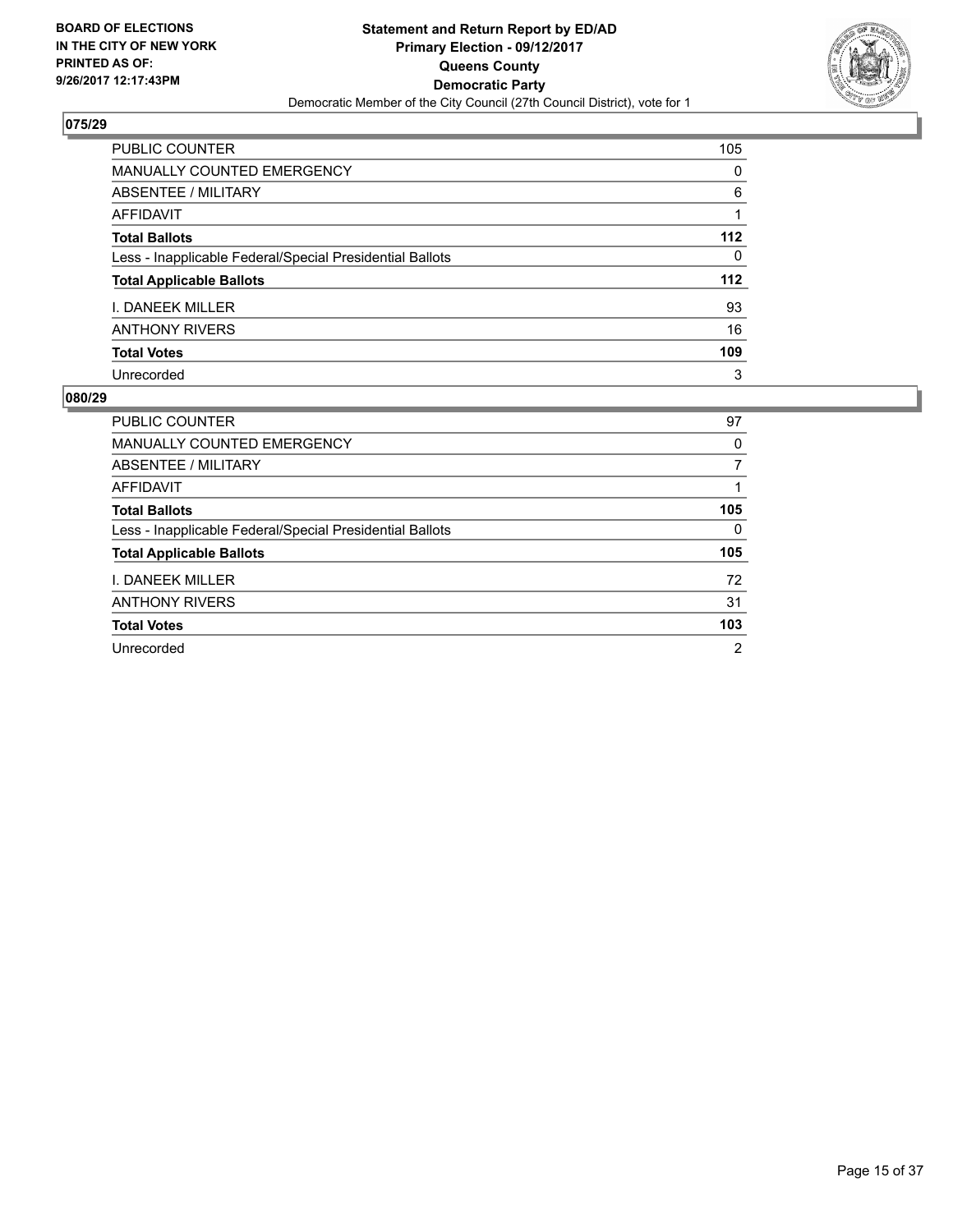## 075/29

| | |
|---|---|
| PUBLIC COUNTER | 105 |
| MANUALLY COUNTED EMERGENCY | 0 |
| ABSENTEE / MILITARY | 6 |
| AFFIDAVIT | 1 |
| **Total Ballots** | **112** |
| Less - Inapplicable Federal/Special Presidential Ballots | 0 |
| **Total Applicable Ballots** | **112** |
| I. DANEEK MILLER | 93 |
| ANTHONY RIVERS | 16 |
| **Total Votes** | **109** |
| Unrecorded | 3 |

## 080/29

| | |
|---|---|
| PUBLIC COUNTER | 97 |
| MANUALLY COUNTED EMERGENCY | 0 |
| ABSENTEE / MILITARY | 7 |
| AFFIDAVIT | 1 |
| **Total Ballots** | **105** |
| Less - Inapplicable Federal/Special Presidential Ballots | 0 |
| **Total Applicable Ballots** | **105** |
| I. DANEEK MILLER | 72 |
| ANTHONY RIVERS | 31 |
| **Total Votes** | **103** |
| Unrecorded | 2 |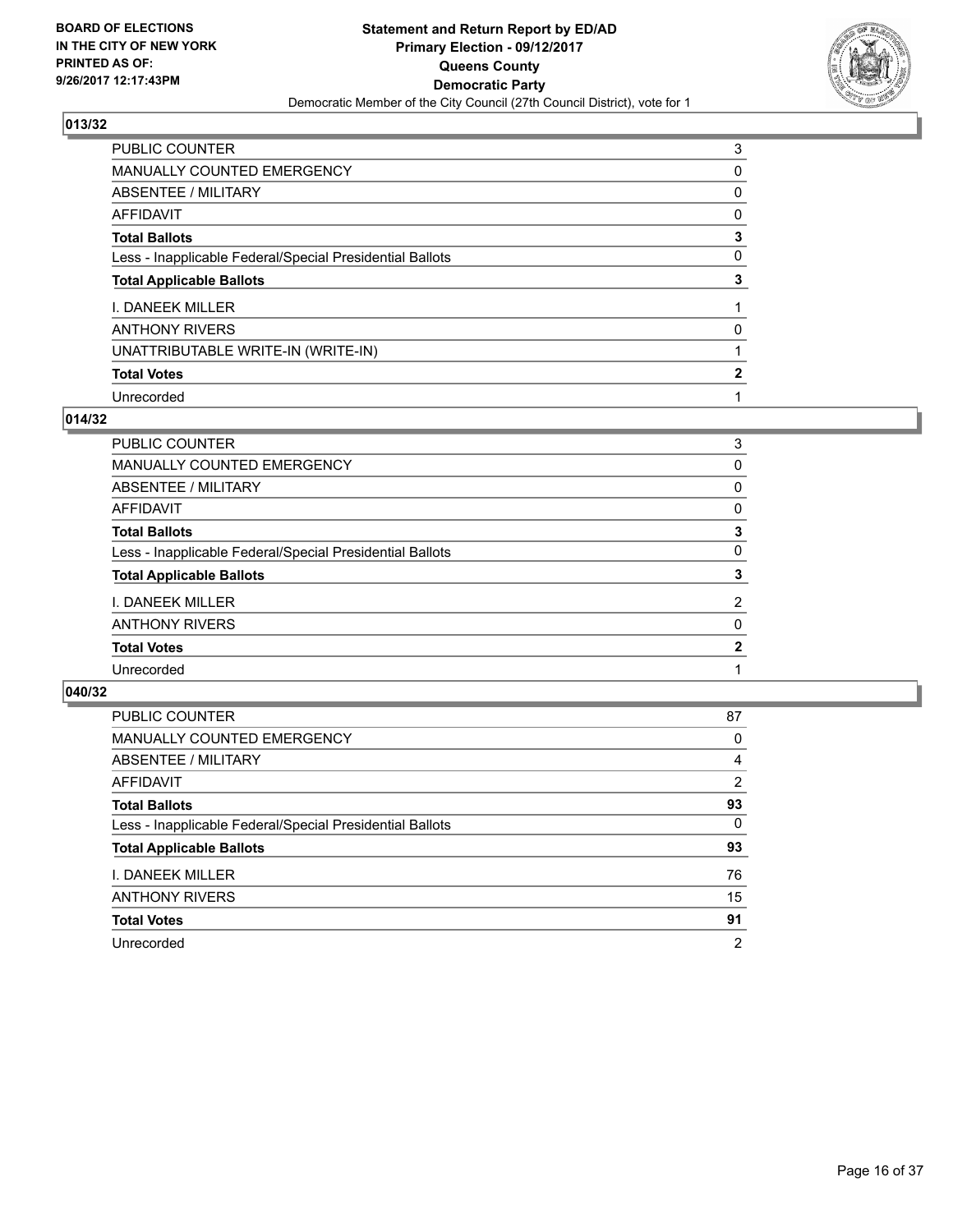**BOARD OF ELECTIONS IN THE CITY OF NEW YORK PRINTED AS OF: 9/26/2017 12:17:43PM**

**Statement and Return Report by ED/AD**
**Primary Election - 09/12/2017**
**Queens County**
**Democratic Party**
Democratic Member of the City Council (27th Council District), vote for 1

## 013/32

| | |
|---|---|
| PUBLIC COUNTER | 3 |
| MANUALLY COUNTED EMERGENCY | 0 |
| ABSENTEE / MILITARY | 0 |
| AFFIDAVIT | 0 |
| **Total Ballots** | **3** |
| Less - Inapplicable Federal/Special Presidential Ballots | 0 |
| **Total Applicable Ballots** | **3** |
| I. DANEEK MILLER | 1 |
| ANTHONY RIVERS | 0 |
| UNATTRIBUTABLE WRITE-IN (WRITE-IN) | 1 |
| **Total Votes** | **2** |
| Unrecorded | 1 |

## 014/32

| | |
|---|---|
| PUBLIC COUNTER | 3 |
| MANUALLY COUNTED EMERGENCY | 0 |
| ABSENTEE / MILITARY | 0 |
| AFFIDAVIT | 0 |
| **Total Ballots** | **3** |
| Less - Inapplicable Federal/Special Presidential Ballots | 0 |
| **Total Applicable Ballots** | **3** |
| I. DANEEK MILLER | 2 |
| ANTHONY RIVERS | 0 |
| **Total Votes** | **2** |
| Unrecorded | 1 |

## 040/32

| | |
|---|---|
| PUBLIC COUNTER | 87 |
| MANUALLY COUNTED EMERGENCY | 0 |
| ABSENTEE / MILITARY | 4 |
| AFFIDAVIT | 2 |
| **Total Ballots** | **93** |
| Less - Inapplicable Federal/Special Presidential Ballots | 0 |
| **Total Applicable Ballots** | **93** |
| I. DANEEK MILLER | 76 |
| ANTHONY RIVERS | 15 |
| **Total Votes** | **91** |
| Unrecorded | 2 |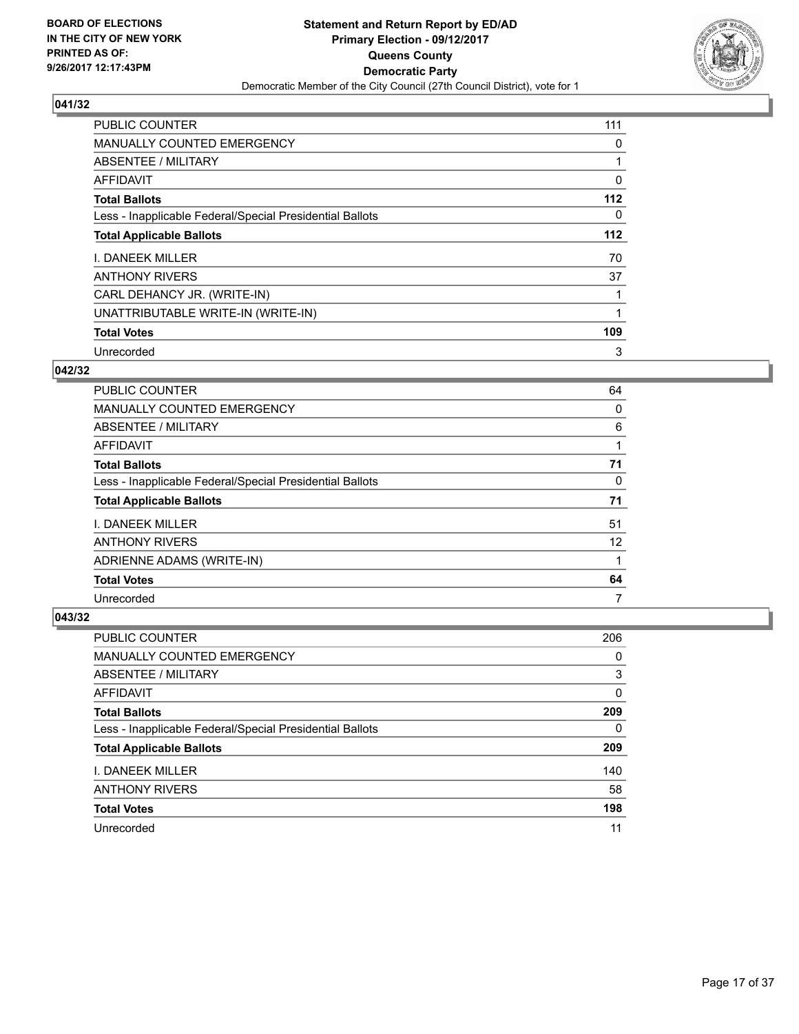BOARD OF ELECTIONS
IN THE CITY OF NEW YORK
PRINTED AS OF:
9/26/2017 12:17:43PM

**Statement and Return Report by ED/AD**
**Primary Election - 09/12/2017**
**Queens County**
**Democratic Party**
Democratic Member of the City Council (27th Council District), vote for 1

### 041/32

| | |
|---|---|
| PUBLIC COUNTER | 111 |
| MANUALLY COUNTED EMERGENCY | 0 |
| ABSENTEE / MILITARY | 1 |
| AFFIDAVIT | 0 |
| **Total Ballots** | **112** |
| Less - Inapplicable Federal/Special Presidential Ballots | 0 |
| **Total Applicable Ballots** | **112** |
| I. DANEEK MILLER | 70 |
| ANTHONY RIVERS | 37 |
| CARL DEHANCY JR. (WRITE-IN) | 1 |
| UNATTRIBUTABLE WRITE-IN (WRITE-IN) | 1 |
| **Total Votes** | **109** |
| Unrecorded | 3 |

### 042/32

| | |
|---|---|
| PUBLIC COUNTER | 64 |
| MANUALLY COUNTED EMERGENCY | 0 |
| ABSENTEE / MILITARY | 6 |
| AFFIDAVIT | 1 |
| **Total Ballots** | **71** |
| Less - Inapplicable Federal/Special Presidential Ballots | 0 |
| **Total Applicable Ballots** | **71** |
| I. DANEEK MILLER | 51 |
| ANTHONY RIVERS | 12 |
| ADRIENNE ADAMS (WRITE-IN) | 1 |
| **Total Votes** | **64** |
| Unrecorded | 7 |

### 043/32

| | |
|---|---|
| PUBLIC COUNTER | 206 |
| MANUALLY COUNTED EMERGENCY | 0 |
| ABSENTEE / MILITARY | 3 |
| AFFIDAVIT | 0 |
| **Total Ballots** | **209** |
| Less - Inapplicable Federal/Special Presidential Ballots | 0 |
| **Total Applicable Ballots** | **209** |
| I. DANEEK MILLER | 140 |
| ANTHONY RIVERS | 58 |
| **Total Votes** | **198** |
| Unrecorded | 11 |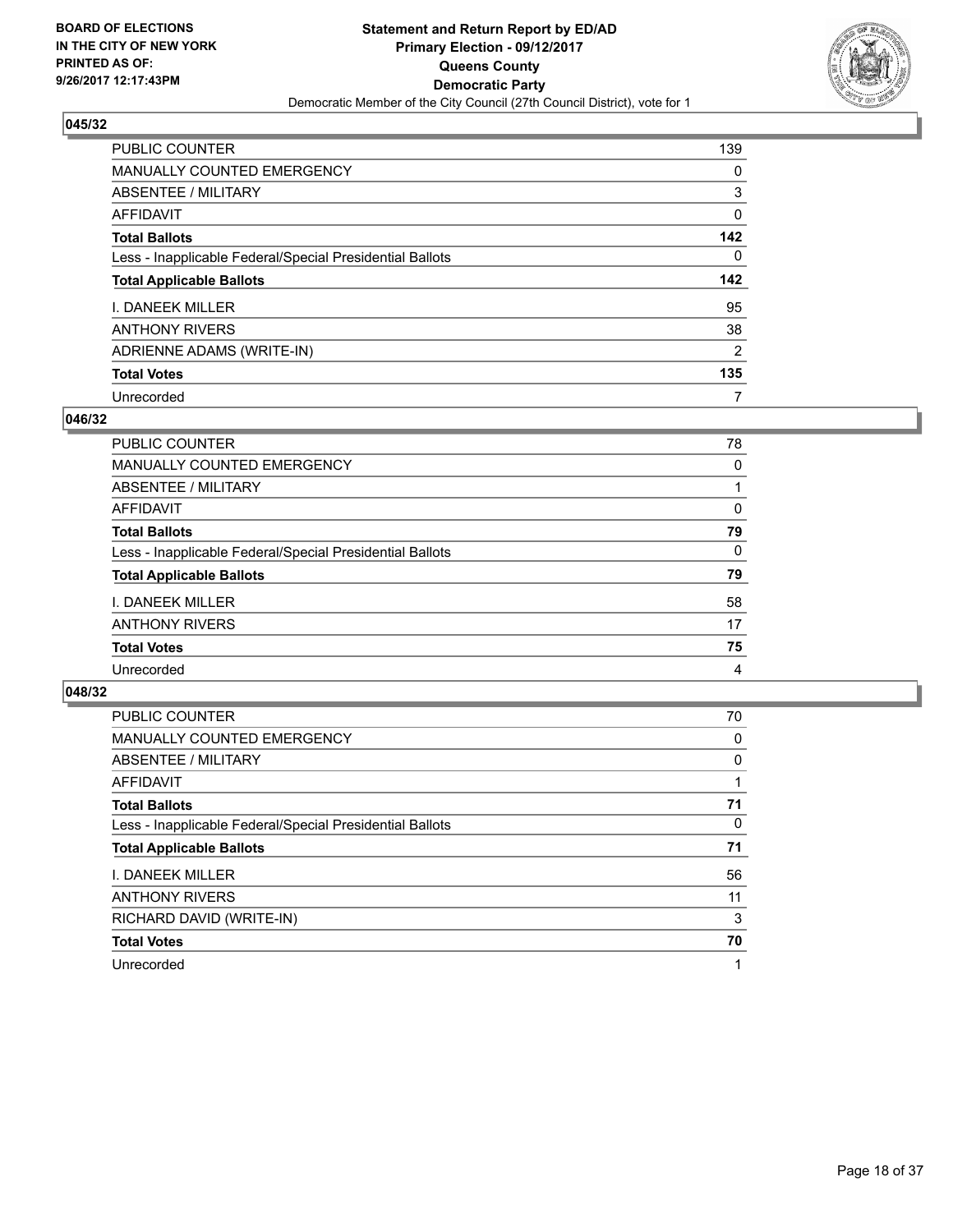**BOARD OF ELECTIONS IN THE CITY OF NEW YORK PRINTED AS OF: 9/26/2017 12:17:43PM**

**Statement and Return Report by ED/AD Primary Election - 09/12/2017 Queens County Democratic Party**

Democratic Member of the City Council (27th Council District), vote for 1

## 045/32

| | |
|---|---|
| PUBLIC COUNTER | 139 |
| MANUALLY COUNTED EMERGENCY | 0 |
| ABSENTEE / MILITARY | 3 |
| AFFIDAVIT | 0 |
| **Total Ballots** | **142** |
| Less - Inapplicable Federal/Special Presidential Ballots | 0 |
| **Total Applicable Ballots** | **142** |
| I. DANEEK MILLER | 95 |
| ANTHONY RIVERS | 38 |
| ADRIENNE ADAMS (WRITE-IN) | 2 |
| **Total Votes** | **135** |
| Unrecorded | 7 |

## 046/32

| | |
|---|---|
| PUBLIC COUNTER | 78 |
| MANUALLY COUNTED EMERGENCY | 0 |
| ABSENTEE / MILITARY | 1 |
| AFFIDAVIT | 0 |
| **Total Ballots** | **79** |
| Less - Inapplicable Federal/Special Presidential Ballots | 0 |
| **Total Applicable Ballots** | **79** |
| I. DANEEK MILLER | 58 |
| ANTHONY RIVERS | 17 |
| **Total Votes** | **75** |
| Unrecorded | 4 |

## 048/32

| | |
|---|---|
| PUBLIC COUNTER | 70 |
| MANUALLY COUNTED EMERGENCY | 0 |
| ABSENTEE / MILITARY | 0 |
| AFFIDAVIT | 1 |
| **Total Ballots** | **71** |
| Less - Inapplicable Federal/Special Presidential Ballots | 0 |
| **Total Applicable Ballots** | **71** |
| I. DANEEK MILLER | 56 |
| ANTHONY RIVERS | 11 |
| RICHARD DAVID (WRITE-IN) | 3 |
| **Total Votes** | **70** |
| Unrecorded | 1 |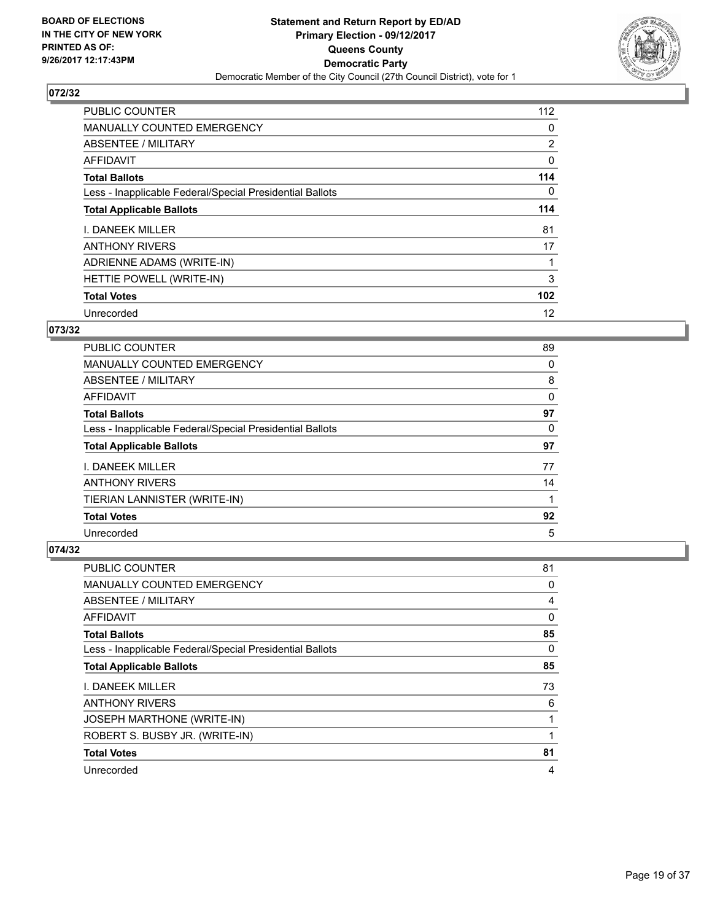BOARD OF ELECTIONS
IN THE CITY OF NEW YORK
PRINTED AS OF:
9/26/2017 12:17:43PM

**Statement and Return Report by ED/AD**
**Primary Election - 09/12/2017**
**Queens County**
**Democratic Party**
Democratic Member of the City Council (27th Council District), vote for 1

## 072/32

| | |
|---|---|
| PUBLIC COUNTER | 112 |
| MANUALLY COUNTED EMERGENCY | 0 |
| ABSENTEE / MILITARY | 2 |
| AFFIDAVIT | 0 |
| **Total Ballots** | **114** |
| Less - Inapplicable Federal/Special Presidential Ballots | 0 |
| **Total Applicable Ballots** | **114** |
| I. DANEEK MILLER | 81 |
| ANTHONY RIVERS | 17 |
| ADRIENNE ADAMS (WRITE-IN) | 1 |
| HETTIE POWELL (WRITE-IN) | 3 |
| **Total Votes** | **102** |
| Unrecorded | 12 |

## 073/32

| | |
|---|---|
| PUBLIC COUNTER | 89 |
| MANUALLY COUNTED EMERGENCY | 0 |
| ABSENTEE / MILITARY | 8 |
| AFFIDAVIT | 0 |
| **Total Ballots** | **97** |
| Less - Inapplicable Federal/Special Presidential Ballots | 0 |
| **Total Applicable Ballots** | **97** |
| I. DANEEK MILLER | 77 |
| ANTHONY RIVERS | 14 |
| TIERIAN LANNISTER (WRITE-IN) | 1 |
| **Total Votes** | **92** |
| Unrecorded | 5 |

## 074/32

| | |
|---|---|
| PUBLIC COUNTER | 81 |
| MANUALLY COUNTED EMERGENCY | 0 |
| ABSENTEE / MILITARY | 4 |
| AFFIDAVIT | 0 |
| **Total Ballots** | **85** |
| Less - Inapplicable Federal/Special Presidential Ballots | 0 |
| **Total Applicable Ballots** | **85** |
| I. DANEEK MILLER | 73 |
| ANTHONY RIVERS | 6 |
| JOSEPH MARTHONE (WRITE-IN) | 1 |
| ROBERT S. BUSBY JR. (WRITE-IN) | 1 |
| **Total Votes** | **81** |
| Unrecorded | 4 |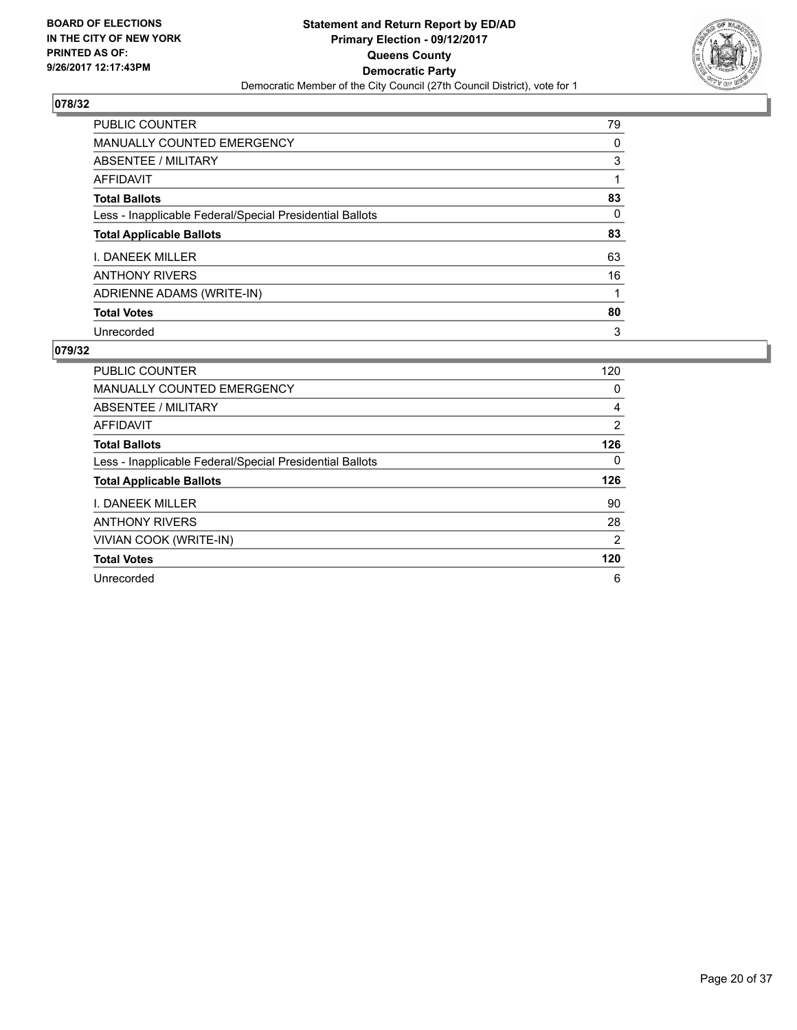**BOARD OF ELECTIONS IN THE CITY OF NEW YORK PRINTED AS OF: 9/26/2017 12:17:43PM**

**Statement and Return Report by ED/AD**
**Primary Election - 09/12/2017**
**Queens County**
**Democratic Party**
Democratic Member of the City Council (27th Council District), vote for 1

## 078/32

| | |
|---|---|
| PUBLIC COUNTER | 79 |
| MANUALLY COUNTED EMERGENCY | 0 |
| ABSENTEE / MILITARY | 3 |
| AFFIDAVIT | 1 |
| **Total Ballots** | **83** |
| Less - Inapplicable Federal/Special Presidential Ballots | 0 |
| **Total Applicable Ballots** | **83** |
| I. DANEEK MILLER | 63 |
| ANTHONY RIVERS | 16 |
| ADRIENNE ADAMS (WRITE-IN) | 1 |
| **Total Votes** | **80** |
| Unrecorded | 3 |

## 079/32

| | |
|---|---|
| PUBLIC COUNTER | 120 |
| MANUALLY COUNTED EMERGENCY | 0 |
| ABSENTEE / MILITARY | 4 |
| AFFIDAVIT | 2 |
| **Total Ballots** | **126** |
| Less - Inapplicable Federal/Special Presidential Ballots | 0 |
| **Total Applicable Ballots** | **126** |
| I. DANEEK MILLER | 90 |
| ANTHONY RIVERS | 28 |
| VIVIAN COOK (WRITE-IN) | 2 |
| **Total Votes** | **120** |
| Unrecorded | 6 |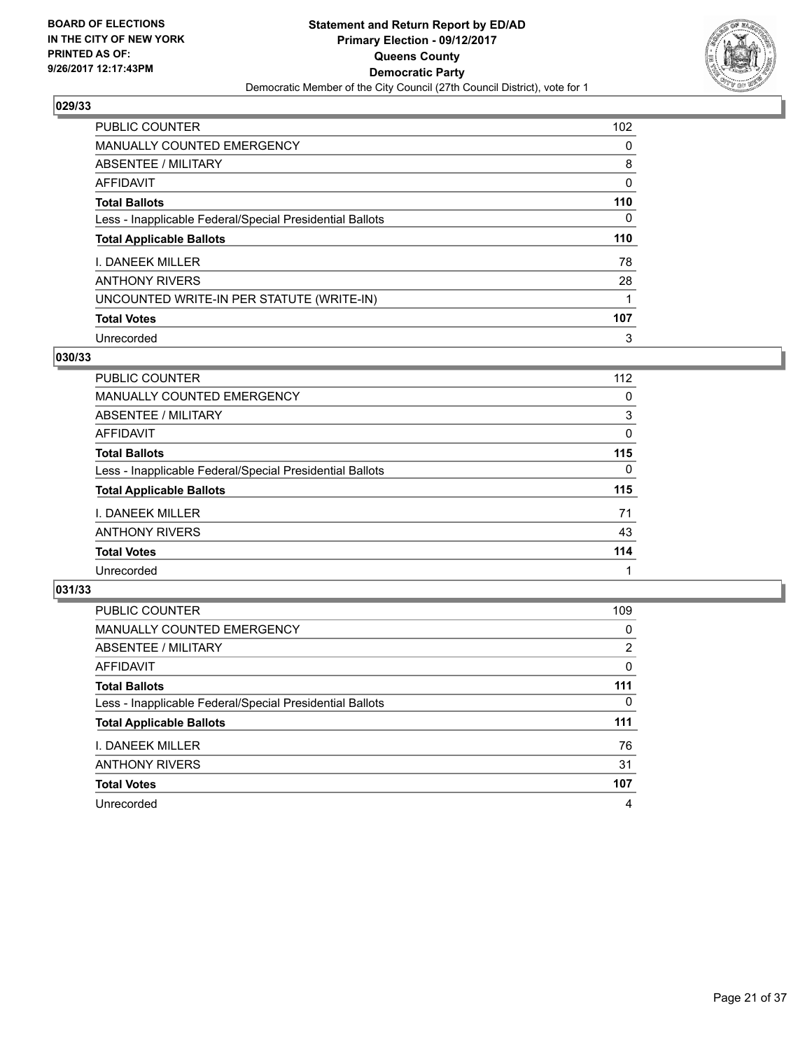**BOARD OF ELECTIONS IN THE CITY OF NEW YORK PRINTED AS OF: 9/26/2017 12:17:43PM**

**Statement and Return Report by ED/AD Primary Election - 09/12/2017 Queens County Democratic Party**

Democratic Member of the City Council (27th Council District), vote for 1

### 029/33

| | |
|---|---|
| PUBLIC COUNTER | 102 |
| MANUALLY COUNTED EMERGENCY | 0 |
| ABSENTEE / MILITARY | 8 |
| AFFIDAVIT | 0 |
| **Total Ballots** | **110** |
| Less - Inapplicable Federal/Special Presidential Ballots | 0 |
| **Total Applicable Ballots** | **110** |
| I. DANEEK MILLER | 78 |
| ANTHONY RIVERS | 28 |
| UNCOUNTED WRITE-IN PER STATUTE (WRITE-IN) | 1 |
| **Total Votes** | **107** |
| Unrecorded | 3 |

### 030/33

| | |
|---|---|
| PUBLIC COUNTER | 112 |
| MANUALLY COUNTED EMERGENCY | 0 |
| ABSENTEE / MILITARY | 3 |
| AFFIDAVIT | 0 |
| **Total Ballots** | **115** |
| Less - Inapplicable Federal/Special Presidential Ballots | 0 |
| **Total Applicable Ballots** | **115** |
| I. DANEEK MILLER | 71 |
| ANTHONY RIVERS | 43 |
| **Total Votes** | **114** |
| Unrecorded | 1 |

### 031/33

| | |
|---|---|
| PUBLIC COUNTER | 109 |
| MANUALLY COUNTED EMERGENCY | 0 |
| ABSENTEE / MILITARY | 2 |
| AFFIDAVIT | 0 |
| **Total Ballots** | **111** |
| Less - Inapplicable Federal/Special Presidential Ballots | 0 |
| **Total Applicable Ballots** | **111** |
| I. DANEEK MILLER | 76 |
| ANTHONY RIVERS | 31 |
| **Total Votes** | **107** |
| Unrecorded | 4 |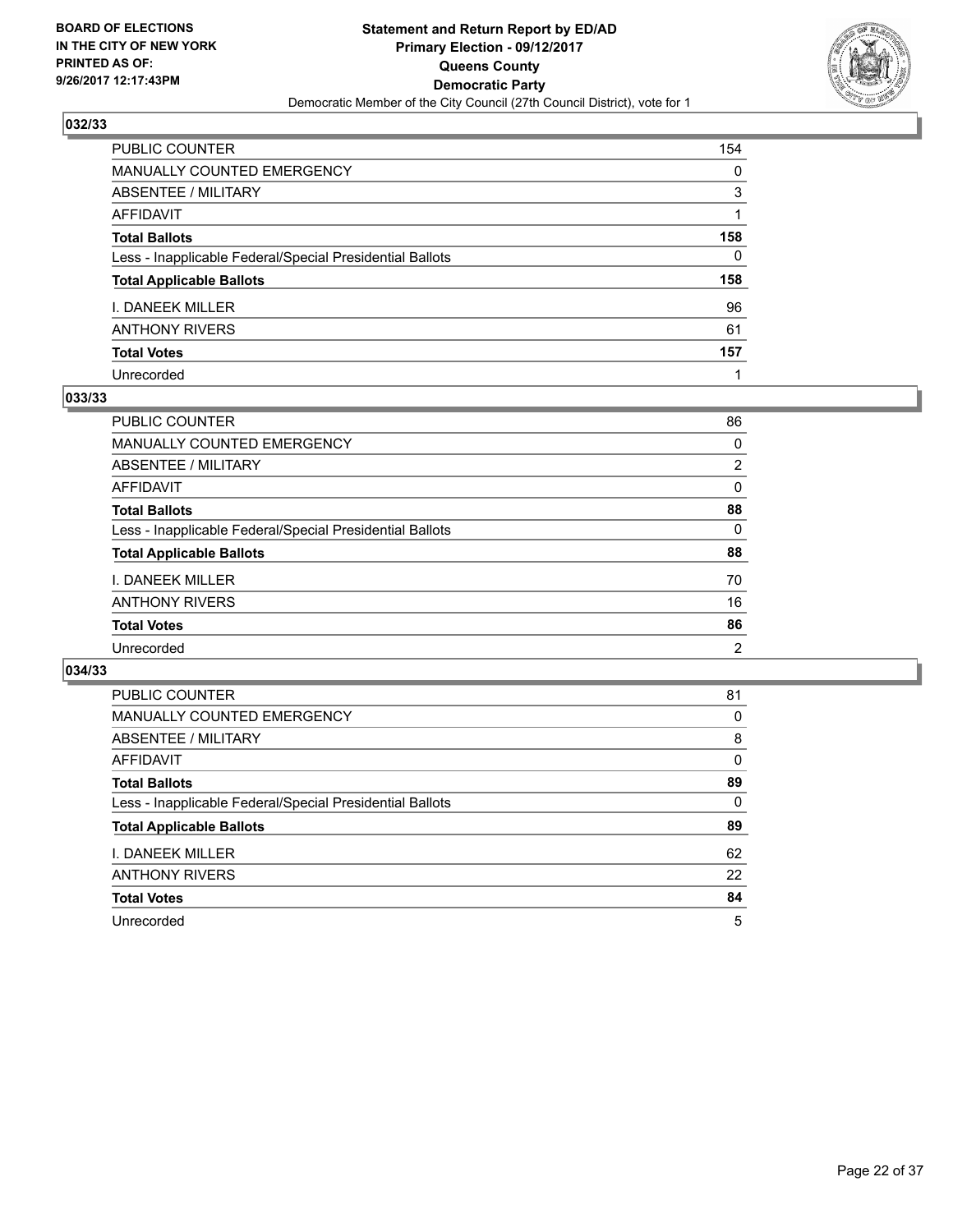BOARD OF ELECTIONS
IN THE CITY OF NEW YORK
PRINTED AS OF:
9/26/2017 12:17:43PM

**Statement and Return Report by ED/AD**
**Primary Election - 09/12/2017**
**Queens County**
**Democratic Party**
Democratic Member of the City Council (27th Council District), vote for 1

## 032/33

| | |
|---|---|
| PUBLIC COUNTER | 154 |
| MANUALLY COUNTED EMERGENCY | 0 |
| ABSENTEE / MILITARY | 3 |
| AFFIDAVIT | 1 |
| **Total Ballots** | **158** |
| Less - Inapplicable Federal/Special Presidential Ballots | 0 |
| **Total Applicable Ballots** | **158** |
| I. DANEEK MILLER | 96 |
| ANTHONY RIVERS | 61 |
| **Total Votes** | **157** |
| Unrecorded | 1 |

## 033/33

| | |
|---|---|
| PUBLIC COUNTER | 86 |
| MANUALLY COUNTED EMERGENCY | 0 |
| ABSENTEE / MILITARY | 2 |
| AFFIDAVIT | 0 |
| **Total Ballots** | **88** |
| Less - Inapplicable Federal/Special Presidential Ballots | 0 |
| **Total Applicable Ballots** | **88** |
| I. DANEEK MILLER | 70 |
| ANTHONY RIVERS | 16 |
| **Total Votes** | **86** |
| Unrecorded | 2 |

## 034/33

| | |
|---|---|
| PUBLIC COUNTER | 81 |
| MANUALLY COUNTED EMERGENCY | 0 |
| ABSENTEE / MILITARY | 8 |
| AFFIDAVIT | 0 |
| **Total Ballots** | **89** |
| Less - Inapplicable Federal/Special Presidential Ballots | 0 |
| **Total Applicable Ballots** | **89** |
| I. DANEEK MILLER | 62 |
| ANTHONY RIVERS | 22 |
| **Total Votes** | **84** |
| Unrecorded | 5 |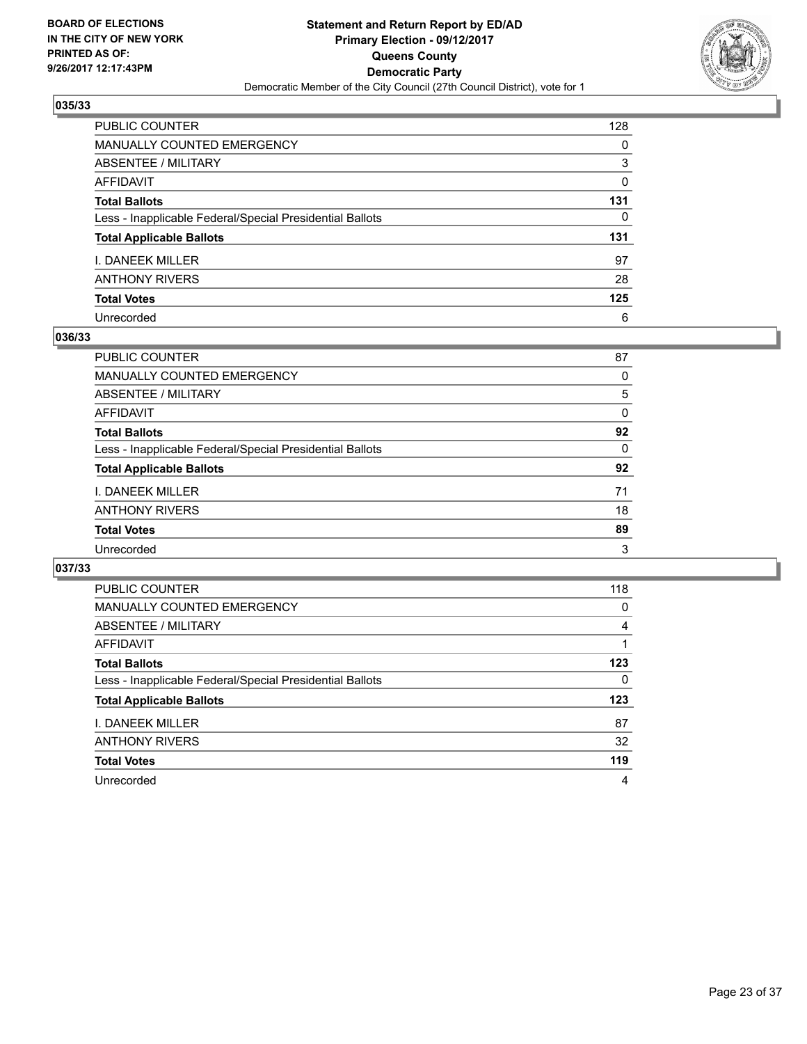BOARD OF ELECTIONS
IN THE CITY OF NEW YORK
PRINTED AS OF:
9/26/2017 12:17:43PM

**Statement and Return Report by ED/AD**
**Primary Election - 09/12/2017**
**Queens County**
**Democratic Party**
Democratic Member of the City Council (27th Council District), vote for 1

## 035/33

| | |
|---|---|
| PUBLIC COUNTER | 128 |
| MANUALLY COUNTED EMERGENCY | 0 |
| ABSENTEE / MILITARY | 3 |
| AFFIDAVIT | 0 |
| **Total Ballots** | **131** |
| Less - Inapplicable Federal/Special Presidential Ballots | 0 |
| **Total Applicable Ballots** | **131** |
| I. DANEEK MILLER | 97 |
| ANTHONY RIVERS | 28 |
| **Total Votes** | **125** |
| Unrecorded | 6 |

## 036/33

| | |
|---|---|
| PUBLIC COUNTER | 87 |
| MANUALLY COUNTED EMERGENCY | 0 |
| ABSENTEE / MILITARY | 5 |
| AFFIDAVIT | 0 |
| **Total Ballots** | **92** |
| Less - Inapplicable Federal/Special Presidential Ballots | 0 |
| **Total Applicable Ballots** | **92** |
| I. DANEEK MILLER | 71 |
| ANTHONY RIVERS | 18 |
| **Total Votes** | **89** |
| Unrecorded | 3 |

## 037/33

| | |
|---|---|
| PUBLIC COUNTER | 118 |
| MANUALLY COUNTED EMERGENCY | 0 |
| ABSENTEE / MILITARY | 4 |
| AFFIDAVIT | 1 |
| **Total Ballots** | **123** |
| Less - Inapplicable Federal/Special Presidential Ballots | 0 |
| **Total Applicable Ballots** | **123** |
| I. DANEEK MILLER | 87 |
| ANTHONY RIVERS | 32 |
| **Total Votes** | **119** |
| Unrecorded | 4 |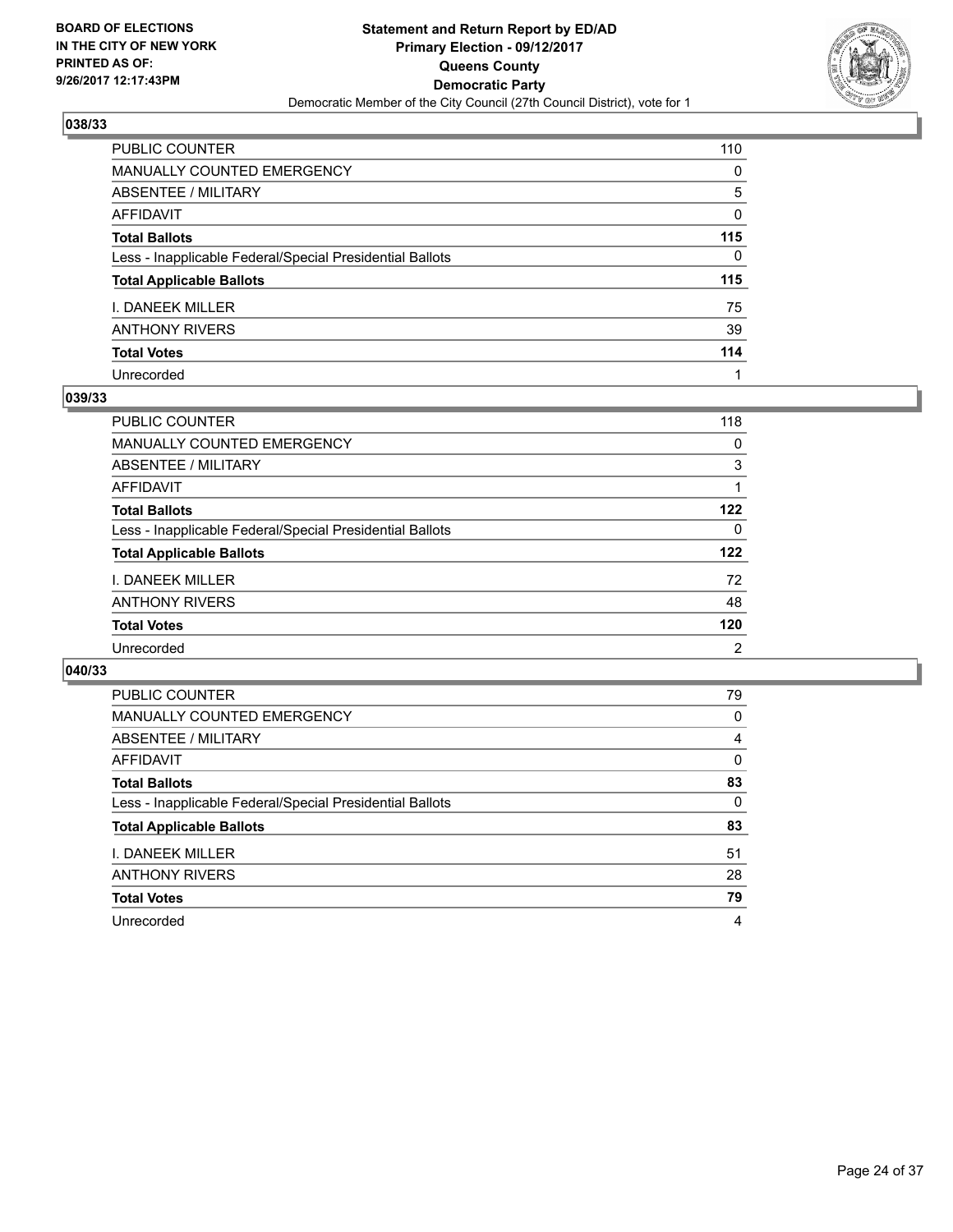**BOARD OF ELECTIONS IN THE CITY OF NEW YORK PRINTED AS OF: 9/26/2017 12:17:43PM**

**Statement and Return Report by ED/AD**
**Primary Election - 09/12/2017**
**Queens County**
**Democratic Party**
Democratic Member of the City Council (27th Council District), vote for 1

## 038/33

| | |
|---|---|
| PUBLIC COUNTER | 110 |
| MANUALLY COUNTED EMERGENCY | 0 |
| ABSENTEE / MILITARY | 5 |
| AFFIDAVIT | 0 |
| **Total Ballots** | **115** |
| Less - Inapplicable Federal/Special Presidential Ballots | 0 |
| **Total Applicable Ballots** | **115** |
| I. DANEEK MILLER | 75 |
| ANTHONY RIVERS | 39 |
| **Total Votes** | **114** |
| Unrecorded | 1 |

## 039/33

| | |
|---|---|
| PUBLIC COUNTER | 118 |
| MANUALLY COUNTED EMERGENCY | 0 |
| ABSENTEE / MILITARY | 3 |
| AFFIDAVIT | 1 |
| **Total Ballots** | **122** |
| Less - Inapplicable Federal/Special Presidential Ballots | 0 |
| **Total Applicable Ballots** | **122** |
| I. DANEEK MILLER | 72 |
| ANTHONY RIVERS | 48 |
| **Total Votes** | **120** |
| Unrecorded | 2 |

## 040/33

| | |
|---|---|
| PUBLIC COUNTER | 79 |
| MANUALLY COUNTED EMERGENCY | 0 |
| ABSENTEE / MILITARY | 4 |
| AFFIDAVIT | 0 |
| **Total Ballots** | **83** |
| Less - Inapplicable Federal/Special Presidential Ballots | 0 |
| **Total Applicable Ballots** | **83** |
| I. DANEEK MILLER | 51 |
| ANTHONY RIVERS | 28 |
| **Total Votes** | **79** |
| Unrecorded | 4 |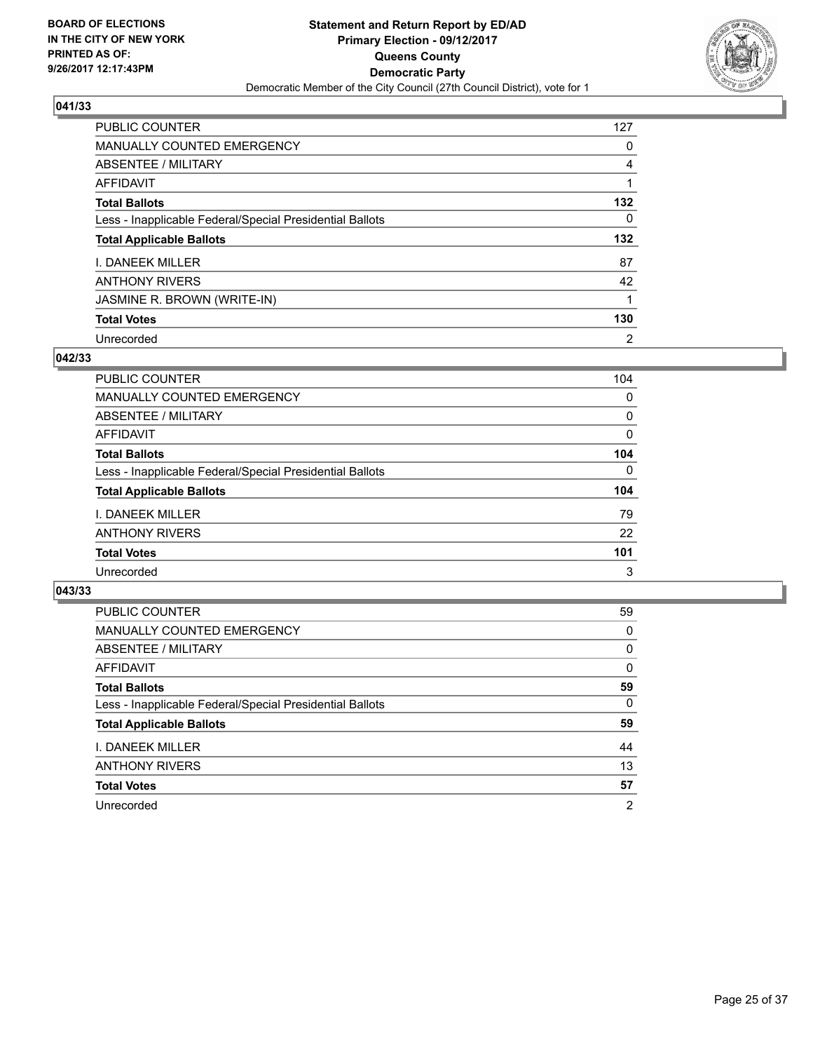BOARD OF ELECTIONS
IN THE CITY OF NEW YORK
PRINTED AS OF:
9/26/2017 12:17:43PM

**Statement and Return Report by ED/AD**
**Primary Election - 09/12/2017**
**Queens County**
**Democratic Party**
Democratic Member of the City Council (27th Council District), vote for 1

### 041/33

| | |
|---|---|
| PUBLIC COUNTER | 127 |
| MANUALLY COUNTED EMERGENCY | 0 |
| ABSENTEE / MILITARY | 4 |
| AFFIDAVIT | 1 |
| **Total Ballots** | **132** |
| Less - Inapplicable Federal/Special Presidential Ballots | 0 |
| **Total Applicable Ballots** | **132** |
| I. DANEEK MILLER | 87 |
| ANTHONY RIVERS | 42 |
| JASMINE R. BROWN (WRITE-IN) | 1 |
| **Total Votes** | **130** |
| Unrecorded | 2 |

### 042/33

| | |
|---|---|
| PUBLIC COUNTER | 104 |
| MANUALLY COUNTED EMERGENCY | 0 |
| ABSENTEE / MILITARY | 0 |
| AFFIDAVIT | 0 |
| **Total Ballots** | **104** |
| Less - Inapplicable Federal/Special Presidential Ballots | 0 |
| **Total Applicable Ballots** | **104** |
| I. DANEEK MILLER | 79 |
| ANTHONY RIVERS | 22 |
| **Total Votes** | **101** |
| Unrecorded | 3 |

### 043/33

| | |
|---|---|
| PUBLIC COUNTER | 59 |
| MANUALLY COUNTED EMERGENCY | 0 |
| ABSENTEE / MILITARY | 0 |
| AFFIDAVIT | 0 |
| **Total Ballots** | **59** |
| Less - Inapplicable Federal/Special Presidential Ballots | 0 |
| **Total Applicable Ballots** | **59** |
| I. DANEEK MILLER | 44 |
| ANTHONY RIVERS | 13 |
| **Total Votes** | **57** |
| Unrecorded | 2 |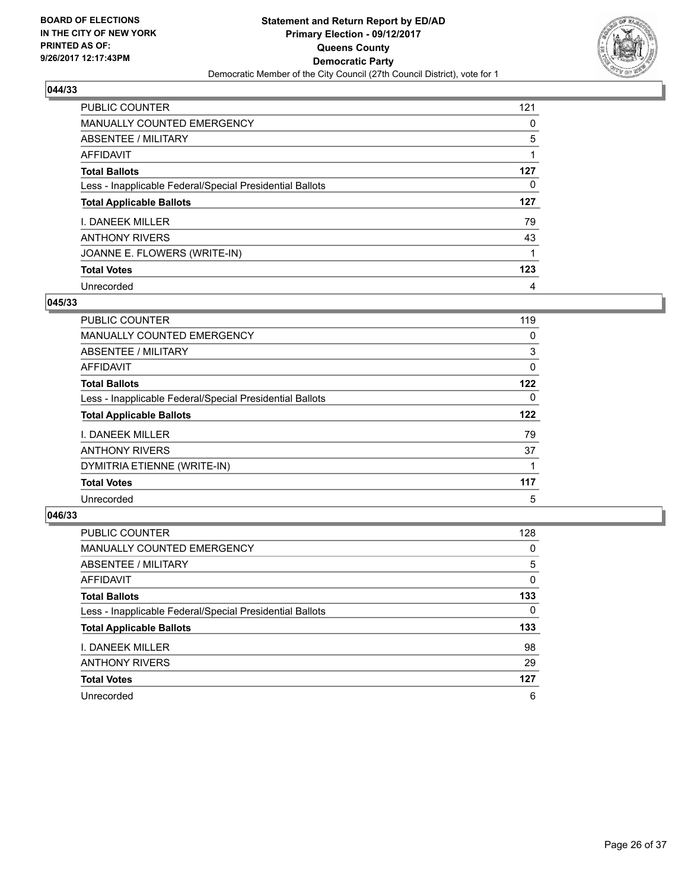BOARD OF ELECTIONS
IN THE CITY OF NEW YORK
PRINTED AS OF:
9/26/2017 12:17:43PM

**Statement and Return Report by ED/AD**
**Primary Election - 09/12/2017**
**Queens County**
**Democratic Party**
Democratic Member of the City Council (27th Council District), vote for 1

### 044/33

| | |
|---|---|
| PUBLIC COUNTER | 121 |
| MANUALLY COUNTED EMERGENCY | 0 |
| ABSENTEE / MILITARY | 5 |
| AFFIDAVIT | 1 |
| **Total Ballots** | **127** |
| Less - Inapplicable Federal/Special Presidential Ballots | 0 |
| **Total Applicable Ballots** | **127** |
| I. DANEEK MILLER | 79 |
| ANTHONY RIVERS | 43 |
| JOANNE E. FLOWERS (WRITE-IN) | 1 |
| **Total Votes** | **123** |
| Unrecorded | 4 |

### 045/33

| | |
|---|---|
| PUBLIC COUNTER | 119 |
| MANUALLY COUNTED EMERGENCY | 0 |
| ABSENTEE / MILITARY | 3 |
| AFFIDAVIT | 0 |
| **Total Ballots** | **122** |
| Less - Inapplicable Federal/Special Presidential Ballots | 0 |
| **Total Applicable Ballots** | **122** |
| I. DANEEK MILLER | 79 |
| ANTHONY RIVERS | 37 |
| DYMITRIA ETIENNE (WRITE-IN) | 1 |
| **Total Votes** | **117** |
| Unrecorded | 5 |

### 046/33

| | |
|---|---|
| PUBLIC COUNTER | 128 |
| MANUALLY COUNTED EMERGENCY | 0 |
| ABSENTEE / MILITARY | 5 |
| AFFIDAVIT | 0 |
| **Total Ballots** | **133** |
| Less - Inapplicable Federal/Special Presidential Ballots | 0 |
| **Total Applicable Ballots** | **133** |
| I. DANEEK MILLER | 98 |
| ANTHONY RIVERS | 29 |
| **Total Votes** | **127** |
| Unrecorded | 6 |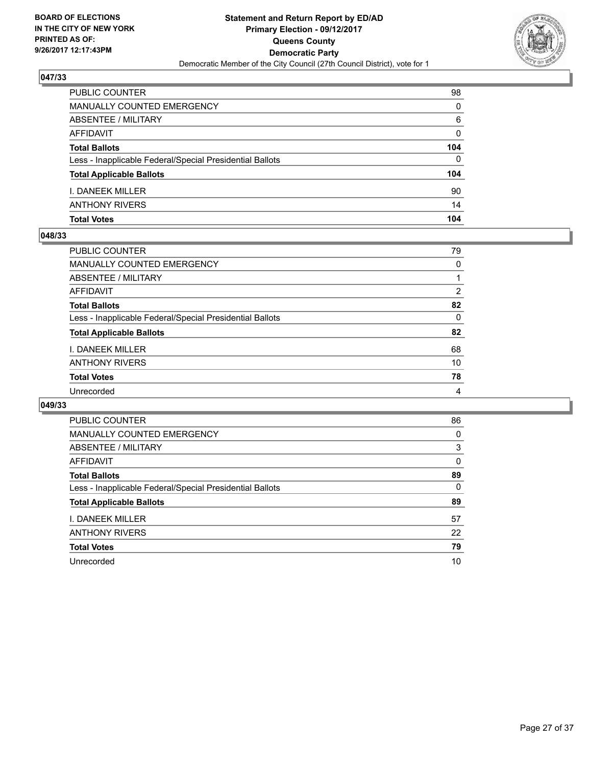**BOARD OF ELECTIONS IN THE CITY OF NEW YORK PRINTED AS OF: 9/26/2017 12:17:43PM**

**Statement and Return Report by ED/AD**
**Primary Election - 09/12/2017**
**Queens County**
**Democratic Party**
Democratic Member of the City Council (27th Council District), vote for 1

### 047/33

| | |
|---|---|
| PUBLIC COUNTER | 98 |
| MANUALLY COUNTED EMERGENCY | 0 |
| ABSENTEE / MILITARY | 6 |
| AFFIDAVIT | 0 |
| **Total Ballots** | **104** |
| Less - Inapplicable Federal/Special Presidential Ballots | 0 |
| **Total Applicable Ballots** | **104** |
| I. DANEEK MILLER | 90 |
| ANTHONY RIVERS | 14 |
| **Total Votes** | **104** |

### 048/33

| | |
|---|---|
| PUBLIC COUNTER | 79 |
| MANUALLY COUNTED EMERGENCY | 0 |
| ABSENTEE / MILITARY | 1 |
| AFFIDAVIT | 2 |
| **Total Ballots** | **82** |
| Less - Inapplicable Federal/Special Presidential Ballots | 0 |
| **Total Applicable Ballots** | **82** |
| I. DANEEK MILLER | 68 |
| ANTHONY RIVERS | 10 |
| **Total Votes** | **78** |
| Unrecorded | 4 |

### 049/33

| | |
|---|---|
| PUBLIC COUNTER | 86 |
| MANUALLY COUNTED EMERGENCY | 0 |
| ABSENTEE / MILITARY | 3 |
| AFFIDAVIT | 0 |
| **Total Ballots** | **89** |
| Less - Inapplicable Federal/Special Presidential Ballots | 0 |
| **Total Applicable Ballots** | **89** |
| I. DANEEK MILLER | 57 |
| ANTHONY RIVERS | 22 |
| **Total Votes** | **79** |
| Unrecorded | 10 |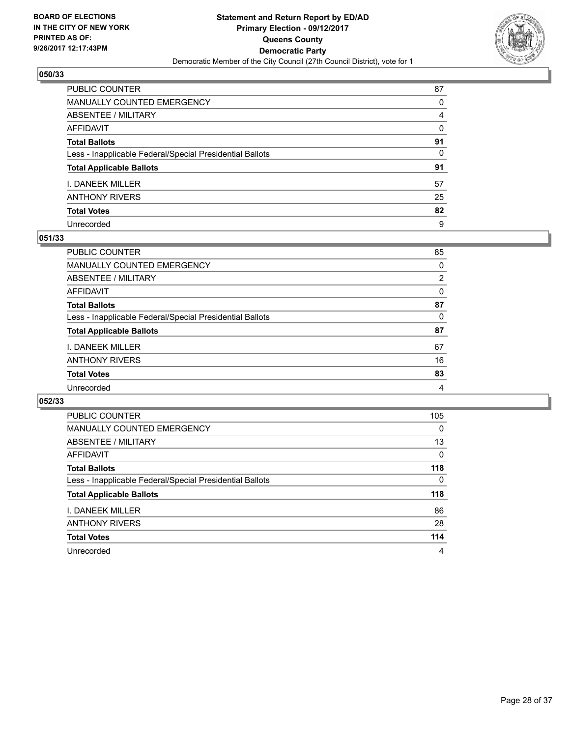**BOARD OF ELECTIONS IN THE CITY OF NEW YORK PRINTED AS OF: 9/26/2017 12:17:43PM**

**Statement and Return Report by ED/AD Primary Election - 09/12/2017 Queens County Democratic Party**

Democratic Member of the City Council (27th Council District), vote for 1

### 050/33

| | |
|---|---|
| PUBLIC COUNTER | 87 |
| MANUALLY COUNTED EMERGENCY | 0 |
| ABSENTEE / MILITARY | 4 |
| AFFIDAVIT | 0 |
| **Total Ballots** | **91** |
| Less - Inapplicable Federal/Special Presidential Ballots | 0 |
| **Total Applicable Ballots** | **91** |
| I. DANEEK MILLER | 57 |
| ANTHONY RIVERS | 25 |
| **Total Votes** | **82** |
| Unrecorded | 9 |

### 051/33

| | |
|---|---|
| PUBLIC COUNTER | 85 |
| MANUALLY COUNTED EMERGENCY | 0 |
| ABSENTEE / MILITARY | 2 |
| AFFIDAVIT | 0 |
| **Total Ballots** | **87** |
| Less - Inapplicable Federal/Special Presidential Ballots | 0 |
| **Total Applicable Ballots** | **87** |
| I. DANEEK MILLER | 67 |
| ANTHONY RIVERS | 16 |
| **Total Votes** | **83** |
| Unrecorded | 4 |

### 052/33

| | |
|---|---|
| PUBLIC COUNTER | 105 |
| MANUALLY COUNTED EMERGENCY | 0 |
| ABSENTEE / MILITARY | 13 |
| AFFIDAVIT | 0 |
| **Total Ballots** | **118** |
| Less - Inapplicable Federal/Special Presidential Ballots | 0 |
| **Total Applicable Ballots** | **118** |
| I. DANEEK MILLER | 86 |
| ANTHONY RIVERS | 28 |
| **Total Votes** | **114** |
| Unrecorded | 4 |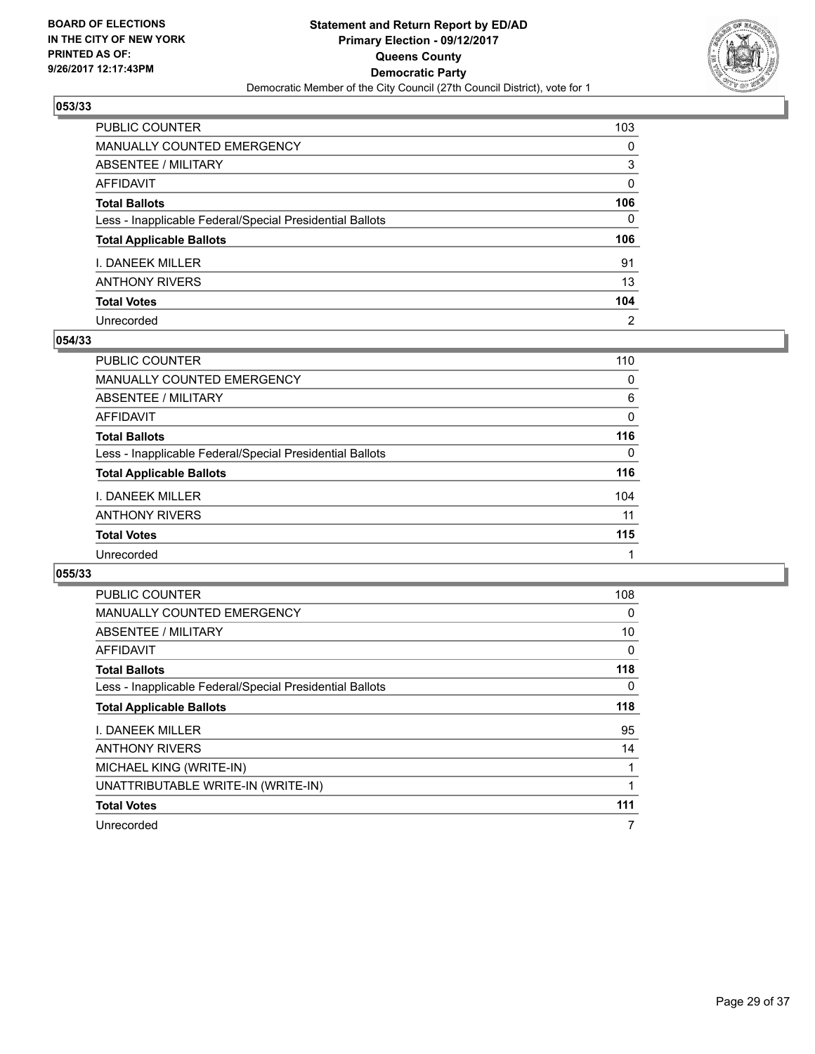BOARD OF ELECTIONS
IN THE CITY OF NEW YORK
PRINTED AS OF:
9/26/2017 12:17:43PM

**Statement and Return Report by ED/AD**
**Primary Election - 09/12/2017**
**Queens County**
**Democratic Party**
Democratic Member of the City Council (27th Council District), vote for 1

### 053/33

| | |
|---|---|
| PUBLIC COUNTER | 103 |
| MANUALLY COUNTED EMERGENCY | 0 |
| ABSENTEE / MILITARY | 3 |
| AFFIDAVIT | 0 |
| **Total Ballots** | **106** |
| Less - Inapplicable Federal/Special Presidential Ballots | 0 |
| **Total Applicable Ballots** | **106** |
| I. DANEEK MILLER | 91 |
| ANTHONY RIVERS | 13 |
| **Total Votes** | **104** |
| Unrecorded | 2 |

### 054/33

| | |
|---|---|
| PUBLIC COUNTER | 110 |
| MANUALLY COUNTED EMERGENCY | 0 |
| ABSENTEE / MILITARY | 6 |
| AFFIDAVIT | 0 |
| **Total Ballots** | **116** |
| Less - Inapplicable Federal/Special Presidential Ballots | 0 |
| **Total Applicable Ballots** | **116** |
| I. DANEEK MILLER | 104 |
| ANTHONY RIVERS | 11 |
| **Total Votes** | **115** |
| Unrecorded | 1 |

### 055/33

| | |
|---|---|
| PUBLIC COUNTER | 108 |
| MANUALLY COUNTED EMERGENCY | 0 |
| ABSENTEE / MILITARY | 10 |
| AFFIDAVIT | 0 |
| **Total Ballots** | **118** |
| Less - Inapplicable Federal/Special Presidential Ballots | 0 |
| **Total Applicable Ballots** | **118** |
| I. DANEEK MILLER | 95 |
| ANTHONY RIVERS | 14 |
| MICHAEL KING (WRITE-IN) | 1 |
| UNATTRIBUTABLE WRITE-IN (WRITE-IN) | 1 |
| **Total Votes** | **111** |
| Unrecorded | 7 |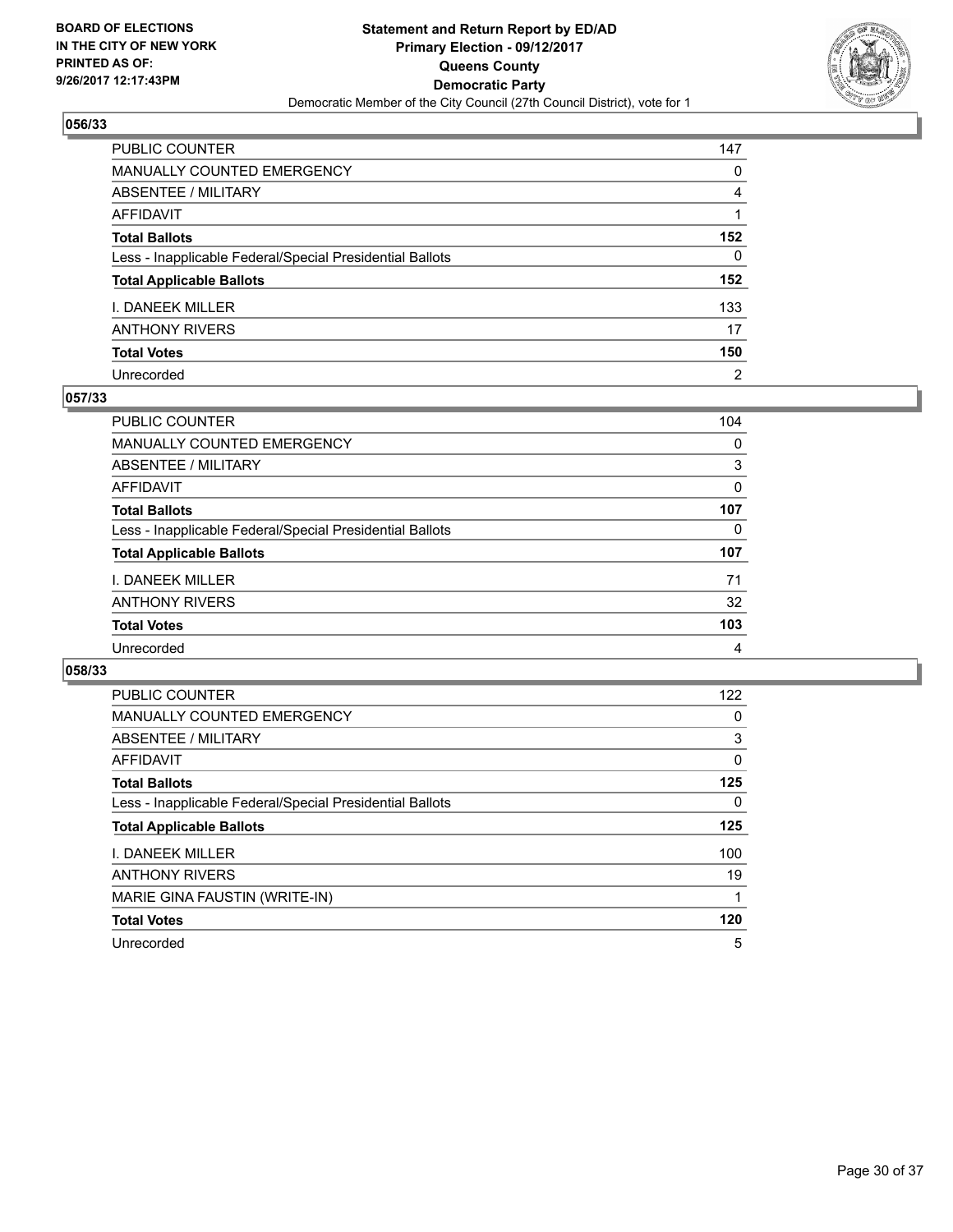BOARD OF ELECTIONS
IN THE CITY OF NEW YORK
PRINTED AS OF:
9/26/2017 12:17:43PM

**Statement and Return Report by ED/AD**
**Primary Election - 09/12/2017**
**Queens County**
**Democratic Party**
Democratic Member of the City Council (27th Council District), vote for 1

### 056/33

| | |
|---|---|
| PUBLIC COUNTER | 147 |
| MANUALLY COUNTED EMERGENCY | 0 |
| ABSENTEE / MILITARY | 4 |
| AFFIDAVIT | 1 |
| **Total Ballots** | **152** |
| Less - Inapplicable Federal/Special Presidential Ballots | 0 |
| **Total Applicable Ballots** | **152** |
| I. DANEEK MILLER | 133 |
| ANTHONY RIVERS | 17 |
| **Total Votes** | **150** |
| Unrecorded | 2 |

### 057/33

| | |
|---|---|
| PUBLIC COUNTER | 104 |
| MANUALLY COUNTED EMERGENCY | 0 |
| ABSENTEE / MILITARY | 3 |
| AFFIDAVIT | 0 |
| **Total Ballots** | **107** |
| Less - Inapplicable Federal/Special Presidential Ballots | 0 |
| **Total Applicable Ballots** | **107** |
| I. DANEEK MILLER | 71 |
| ANTHONY RIVERS | 32 |
| **Total Votes** | **103** |
| Unrecorded | 4 |

### 058/33

| | |
|---|---|
| PUBLIC COUNTER | 122 |
| MANUALLY COUNTED EMERGENCY | 0 |
| ABSENTEE / MILITARY | 3 |
| AFFIDAVIT | 0 |
| **Total Ballots** | **125** |
| Less - Inapplicable Federal/Special Presidential Ballots | 0 |
| **Total Applicable Ballots** | **125** |
| I. DANEEK MILLER | 100 |
| ANTHONY RIVERS | 19 |
| MARIE GINA FAUSTIN (WRITE-IN) | 1 |
| **Total Votes** | **120** |
| Unrecorded | 5 |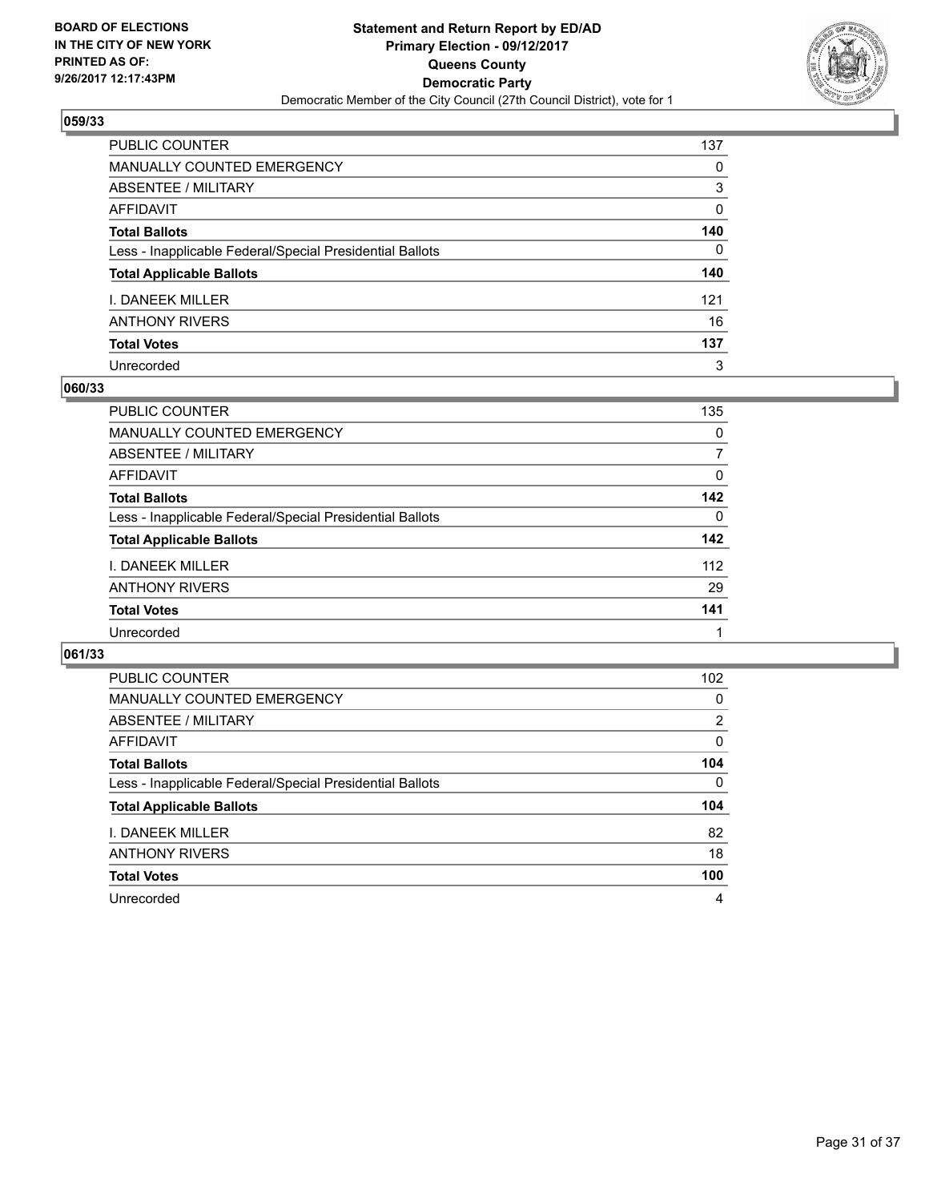BOARD OF ELECTIONS
IN THE CITY OF NEW YORK
PRINTED AS OF:
9/26/2017 12:17:43PM

**Statement and Return Report by ED/AD**
**Primary Election - 09/12/2017**
**Queens County**
**Democratic Party**
Democratic Member of the City Council (27th Council District), vote for 1

## 059/33

| | |
|---|---|
| PUBLIC COUNTER | 137 |
| MANUALLY COUNTED EMERGENCY | 0 |
| ABSENTEE / MILITARY | 3 |
| AFFIDAVIT | 0 |
| **Total Ballots** | **140** |
| Less - Inapplicable Federal/Special Presidential Ballots | 0 |
| **Total Applicable Ballots** | **140** |
| I. DANEEK MILLER | 121 |
| ANTHONY RIVERS | 16 |
| **Total Votes** | **137** |
| Unrecorded | 3 |

## 060/33

| | |
|---|---|
| PUBLIC COUNTER | 135 |
| MANUALLY COUNTED EMERGENCY | 0 |
| ABSENTEE / MILITARY | 7 |
| AFFIDAVIT | 0 |
| **Total Ballots** | **142** |
| Less - Inapplicable Federal/Special Presidential Ballots | 0 |
| **Total Applicable Ballots** | **142** |
| I. DANEEK MILLER | 112 |
| ANTHONY RIVERS | 29 |
| **Total Votes** | **141** |
| Unrecorded | 1 |

## 061/33

| | |
|---|---|
| PUBLIC COUNTER | 102 |
| MANUALLY COUNTED EMERGENCY | 0 |
| ABSENTEE / MILITARY | 2 |
| AFFIDAVIT | 0 |
| **Total Ballots** | **104** |
| Less - Inapplicable Federal/Special Presidential Ballots | 0 |
| **Total Applicable Ballots** | **104** |
| I. DANEEK MILLER | 82 |
| ANTHONY RIVERS | 18 |
| **Total Votes** | **100** |
| Unrecorded | 4 |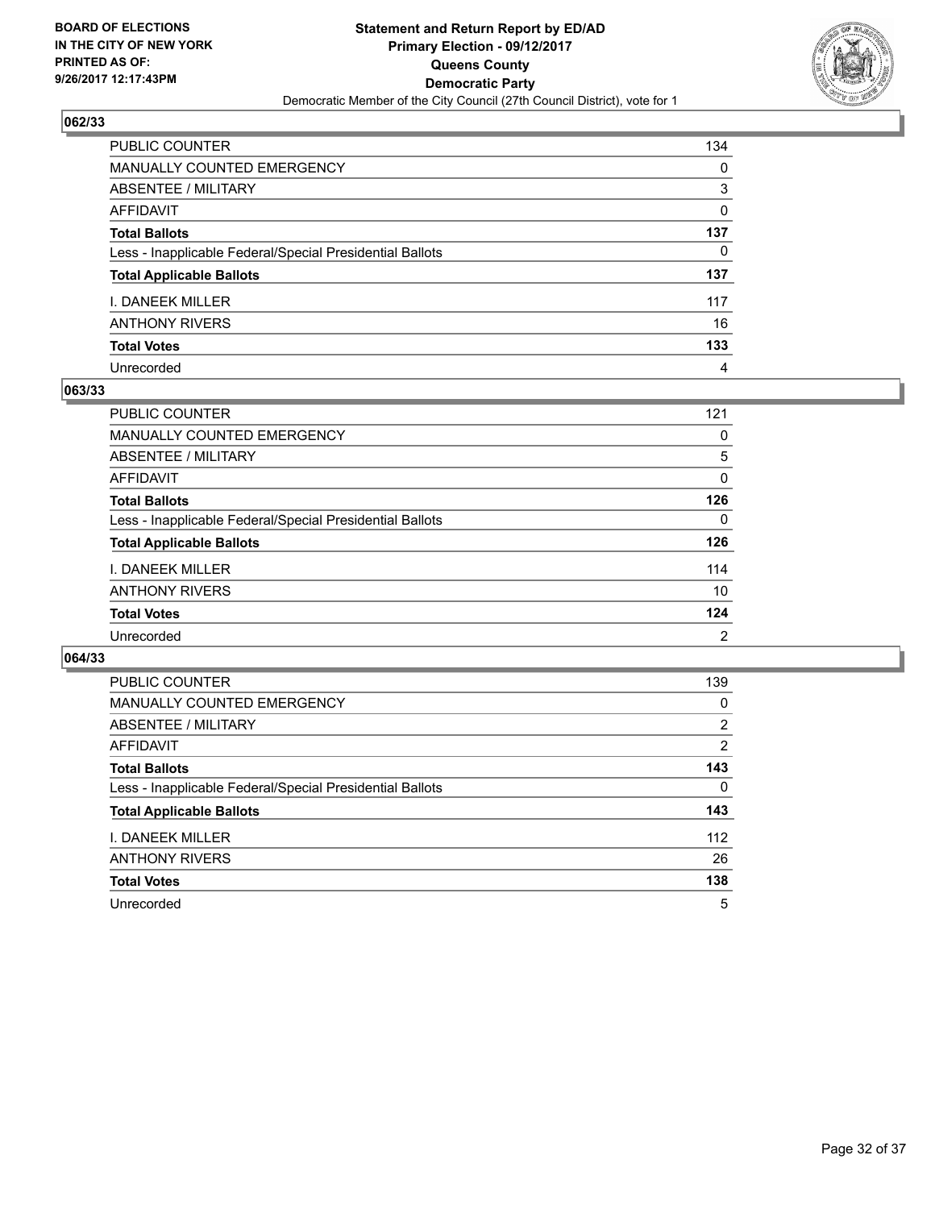**BOARD OF ELECTIONS IN THE CITY OF NEW YORK PRINTED AS OF: 9/26/2017 12:17:43PM**

**Statement and Return Report by ED/AD Primary Election - 09/12/2017 Queens County Democratic Party**

Democratic Member of the City Council (27th Council District), vote for 1

### 062/33

| | |
|---|---|
| PUBLIC COUNTER | 134 |
| MANUALLY COUNTED EMERGENCY | 0 |
| ABSENTEE / MILITARY | 3 |
| AFFIDAVIT | 0 |
| **Total Ballots** | **137** |
| Less - Inapplicable Federal/Special Presidential Ballots | 0 |
| **Total Applicable Ballots** | **137** |
| I. DANEEK MILLER | 117 |
| ANTHONY RIVERS | 16 |
| **Total Votes** | **133** |
| Unrecorded | 4 |

### 063/33

| | |
|---|---|
| PUBLIC COUNTER | 121 |
| MANUALLY COUNTED EMERGENCY | 0 |
| ABSENTEE / MILITARY | 5 |
| AFFIDAVIT | 0 |
| **Total Ballots** | **126** |
| Less - Inapplicable Federal/Special Presidential Ballots | 0 |
| **Total Applicable Ballots** | **126** |
| I. DANEEK MILLER | 114 |
| ANTHONY RIVERS | 10 |
| **Total Votes** | **124** |
| Unrecorded | 2 |

### 064/33

| | |
|---|---|
| PUBLIC COUNTER | 139 |
| MANUALLY COUNTED EMERGENCY | 0 |
| ABSENTEE / MILITARY | 2 |
| AFFIDAVIT | 2 |
| **Total Ballots** | **143** |
| Less - Inapplicable Federal/Special Presidential Ballots | 0 |
| **Total Applicable Ballots** | **143** |
| I. DANEEK MILLER | 112 |
| ANTHONY RIVERS | 26 |
| **Total Votes** | **138** |
| Unrecorded | 5 |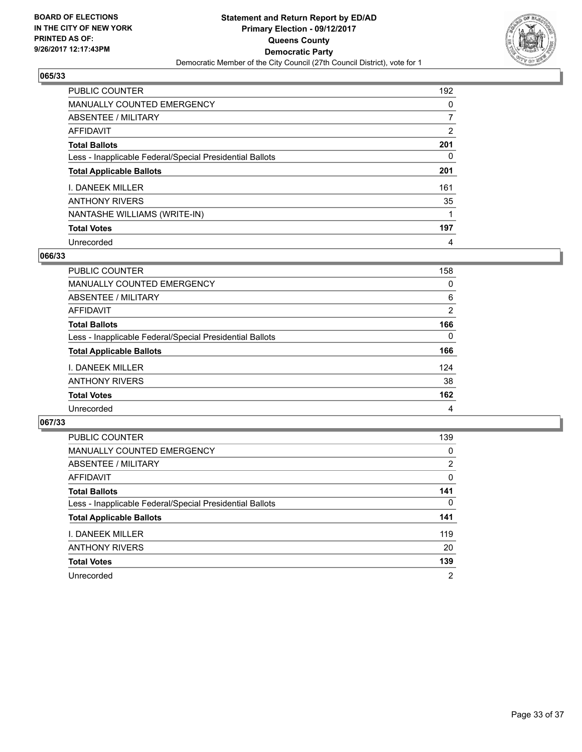BOARD OF ELECTIONS
IN THE CITY OF NEW YORK
PRINTED AS OF:
9/26/2017 12:17:43PM

**Statement and Return Report by ED/AD**
**Primary Election - 09/12/2017**
**Queens County**
**Democratic Party**
Democratic Member of the City Council (27th Council District), vote for 1

### 065/33

| | |
|---|---|
| PUBLIC COUNTER | 192 |
| MANUALLY COUNTED EMERGENCY | 0 |
| ABSENTEE / MILITARY | 7 |
| AFFIDAVIT | 2 |
| **Total Ballots** | **201** |
| Less - Inapplicable Federal/Special Presidential Ballots | 0 |
| **Total Applicable Ballots** | **201** |
| I. DANEEK MILLER | 161 |
| ANTHONY RIVERS | 35 |
| NANTASHE WILLIAMS (WRITE-IN) | 1 |
| **Total Votes** | **197** |
| Unrecorded | 4 |

### 066/33

| | |
|---|---|
| PUBLIC COUNTER | 158 |
| MANUALLY COUNTED EMERGENCY | 0 |
| ABSENTEE / MILITARY | 6 |
| AFFIDAVIT | 2 |
| **Total Ballots** | **166** |
| Less - Inapplicable Federal/Special Presidential Ballots | 0 |
| **Total Applicable Ballots** | **166** |
| I. DANEEK MILLER | 124 |
| ANTHONY RIVERS | 38 |
| **Total Votes** | **162** |
| Unrecorded | 4 |

### 067/33

| | |
|---|---|
| PUBLIC COUNTER | 139 |
| MANUALLY COUNTED EMERGENCY | 0 |
| ABSENTEE / MILITARY | 2 |
| AFFIDAVIT | 0 |
| **Total Ballots** | **141** |
| Less - Inapplicable Federal/Special Presidential Ballots | 0 |
| **Total Applicable Ballots** | **141** |
| I. DANEEK MILLER | 119 |
| ANTHONY RIVERS | 20 |
| **Total Votes** | **139** |
| Unrecorded | 2 |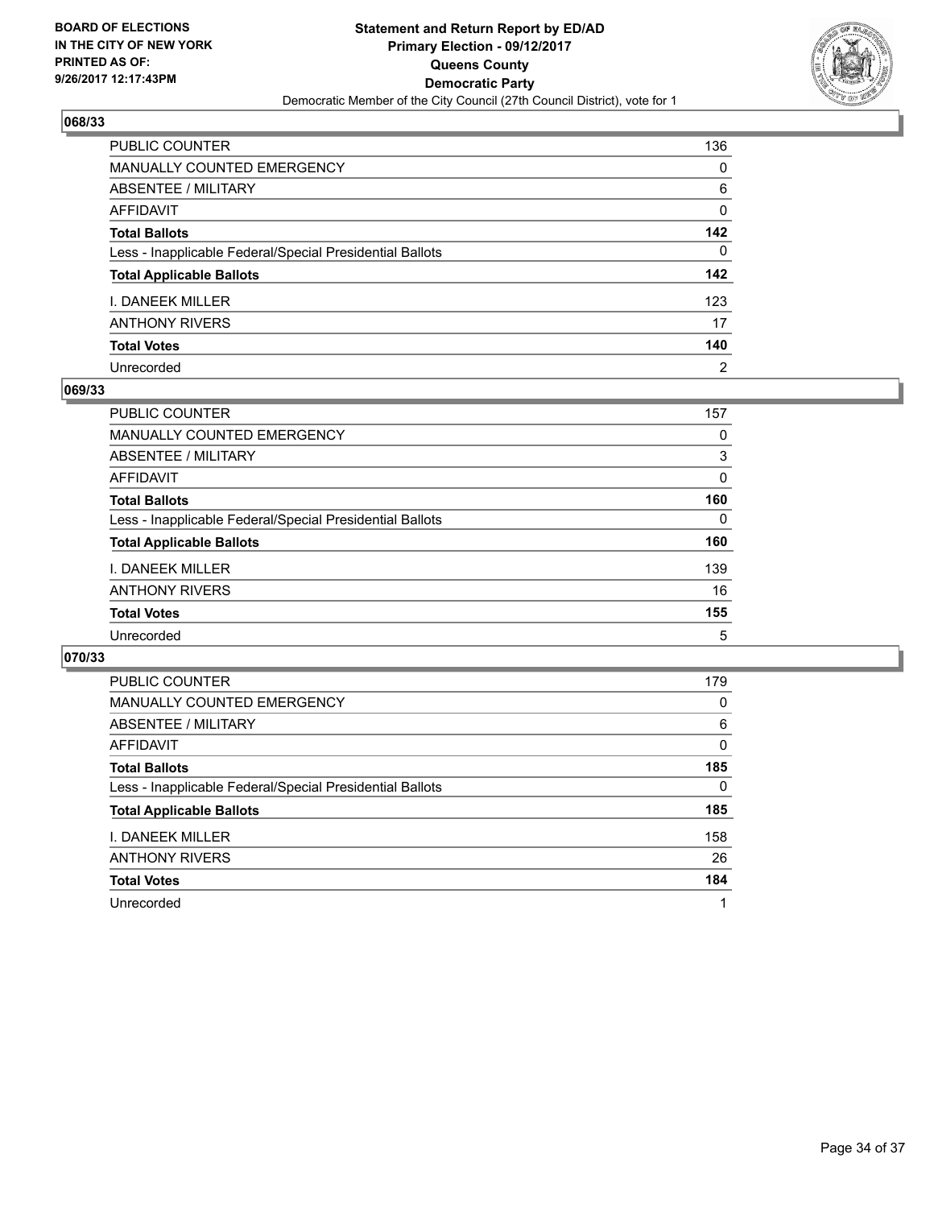BOARD OF ELECTIONS
IN THE CITY OF NEW YORK
PRINTED AS OF:
9/26/2017 12:17:43PM

**Statement and Return Report by ED/AD**
**Primary Election - 09/12/2017**
**Queens County**
**Democratic Party**
Democratic Member of the City Council (27th Council District), vote for 1

### 068/33

| | |
|---|---|
| PUBLIC COUNTER | 136 |
| MANUALLY COUNTED EMERGENCY | 0 |
| ABSENTEE / MILITARY | 6 |
| AFFIDAVIT | 0 |
| **Total Ballots** | **142** |
| Less - Inapplicable Federal/Special Presidential Ballots | 0 |
| **Total Applicable Ballots** | **142** |
| I. DANEEK MILLER | 123 |
| ANTHONY RIVERS | 17 |
| **Total Votes** | **140** |
| Unrecorded | 2 |

### 069/33

| | |
|---|---|
| PUBLIC COUNTER | 157 |
| MANUALLY COUNTED EMERGENCY | 0 |
| ABSENTEE / MILITARY | 3 |
| AFFIDAVIT | 0 |
| **Total Ballots** | **160** |
| Less - Inapplicable Federal/Special Presidential Ballots | 0 |
| **Total Applicable Ballots** | **160** |
| I. DANEEK MILLER | 139 |
| ANTHONY RIVERS | 16 |
| **Total Votes** | **155** |
| Unrecorded | 5 |

### 070/33

| | |
|---|---|
| PUBLIC COUNTER | 179 |
| MANUALLY COUNTED EMERGENCY | 0 |
| ABSENTEE / MILITARY | 6 |
| AFFIDAVIT | 0 |
| **Total Ballots** | **185** |
| Less - Inapplicable Federal/Special Presidential Ballots | 0 |
| **Total Applicable Ballots** | **185** |
| I. DANEEK MILLER | 158 |
| ANTHONY RIVERS | 26 |
| **Total Votes** | **184** |
| Unrecorded | 1 |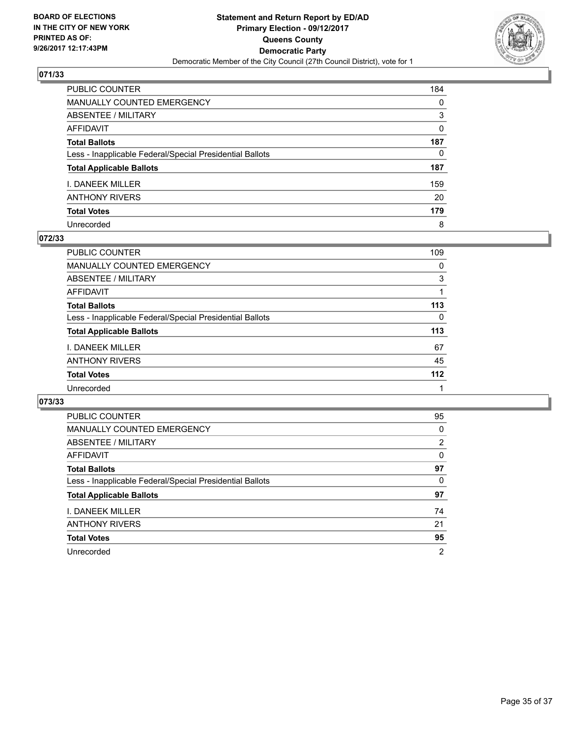BOARD OF ELECTIONS
IN THE CITY OF NEW YORK
PRINTED AS OF:
9/26/2017 12:17:43PM

**Statement and Return Report by ED/AD**
**Primary Election - 09/12/2017**
**Queens County**
**Democratic Party**
Democratic Member of the City Council (27th Council District), vote for 1

## 071/33

| | |
|---|---|
| PUBLIC COUNTER | 184 |
| MANUALLY COUNTED EMERGENCY | 0 |
| ABSENTEE / MILITARY | 3 |
| AFFIDAVIT | 0 |
| **Total Ballots** | **187** |
| Less - Inapplicable Federal/Special Presidential Ballots | 0 |
| **Total Applicable Ballots** | **187** |
| I. DANEEK MILLER | 159 |
| ANTHONY RIVERS | 20 |
| **Total Votes** | **179** |
| Unrecorded | 8 |

## 072/33

| | |
|---|---|
| PUBLIC COUNTER | 109 |
| MANUALLY COUNTED EMERGENCY | 0 |
| ABSENTEE / MILITARY | 3 |
| AFFIDAVIT | 1 |
| **Total Ballots** | **113** |
| Less - Inapplicable Federal/Special Presidential Ballots | 0 |
| **Total Applicable Ballots** | **113** |
| I. DANEEK MILLER | 67 |
| ANTHONY RIVERS | 45 |
| **Total Votes** | **112** |
| Unrecorded | 1 |

## 073/33

| | |
|---|---|
| PUBLIC COUNTER | 95 |
| MANUALLY COUNTED EMERGENCY | 0 |
| ABSENTEE / MILITARY | 2 |
| AFFIDAVIT | 0 |
| **Total Ballots** | **97** |
| Less - Inapplicable Federal/Special Presidential Ballots | 0 |
| **Total Applicable Ballots** | **97** |
| I. DANEEK MILLER | 74 |
| ANTHONY RIVERS | 21 |
| **Total Votes** | **95** |
| Unrecorded | 2 |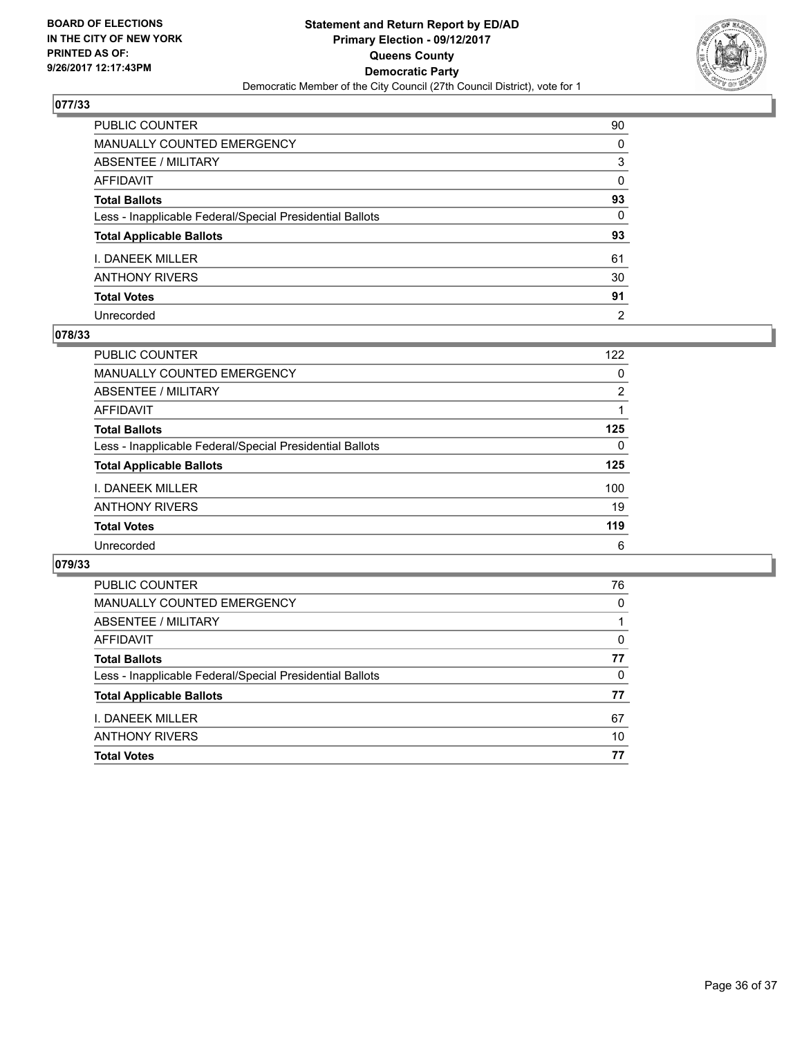**BOARD OF ELECTIONS IN THE CITY OF NEW YORK PRINTED AS OF: 9/26/2017 12:17:43PM**

**Statement and Return Report by ED/AD Primary Election - 09/12/2017 Queens County Democratic Party**

Democratic Member of the City Council (27th Council District), vote for 1

## 077/33

| | |
|---|---|
| PUBLIC COUNTER | 90 |
| MANUALLY COUNTED EMERGENCY | 0 |
| ABSENTEE / MILITARY | 3 |
| AFFIDAVIT | 0 |
| **Total Ballots** | **93** |
| Less - Inapplicable Federal/Special Presidential Ballots | 0 |
| **Total Applicable Ballots** | **93** |
| I. DANEEK MILLER | 61 |
| ANTHONY RIVERS | 30 |
| **Total Votes** | **91** |
| Unrecorded | 2 |

## 078/33

| | |
|---|---|
| PUBLIC COUNTER | 122 |
| MANUALLY COUNTED EMERGENCY | 0 |
| ABSENTEE / MILITARY | 2 |
| AFFIDAVIT | 1 |
| **Total Ballots** | **125** |
| Less - Inapplicable Federal/Special Presidential Ballots | 0 |
| **Total Applicable Ballots** | **125** |
| I. DANEEK MILLER | 100 |
| ANTHONY RIVERS | 19 |
| **Total Votes** | **119** |
| Unrecorded | 6 |

## 079/33

| | |
|---|---|
| PUBLIC COUNTER | 76 |
| MANUALLY COUNTED EMERGENCY | 0 |
| ABSENTEE / MILITARY | 1 |
| AFFIDAVIT | 0 |
| **Total Ballots** | **77** |
| Less - Inapplicable Federal/Special Presidential Ballots | 0 |
| **Total Applicable Ballots** | **77** |
| I. DANEEK MILLER | 67 |
| ANTHONY RIVERS | 10 |
| **Total Votes** | **77** |